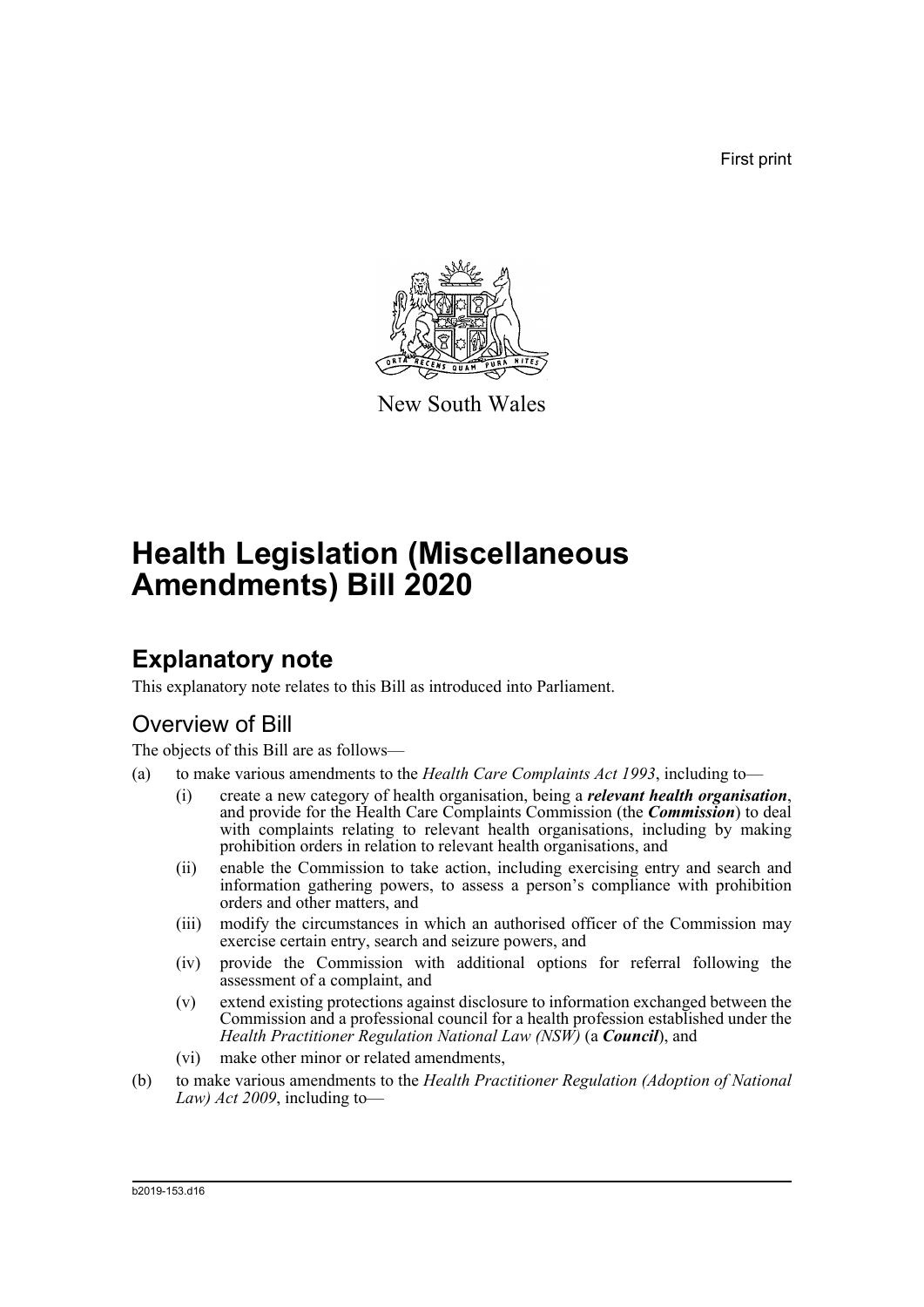First print

New South Wales

# Health Legislation (Miscellaneous Amendments) Bill 2020

## Explanatory note

This explanatory note relates to this Bill as introduced into Parliament.

### Overview of Bill

The objects of this Bill are as follows—

(a) to make various amendments to the *Health Care Complaints Act 1993*, including to—

  (i) create a new category of health organisation, being a ***relevant health organisation***, and provide for the Health Care Complaints Commission (the ***Commission***) to deal with complaints relating to relevant health organisations, including by making prohibition orders in relation to relevant health organisations, and

  (ii) enable the Commission to take action, including exercising entry and search and information gathering powers, to assess a person's compliance with prohibition orders and other matters, and

  (iii) modify the circumstances in which an authorised officer of the Commission may exercise certain entry, search and seizure powers, and

  (iv) provide the Commission with additional options for referral following the assessment of a complaint, and

  (v) extend existing protections against disclosure to information exchanged between the Commission and a professional council for a health profession established under the *Health Practitioner Regulation National Law (NSW)* (a ***Council***), and

  (vi) make other minor or related amendments,

(b) to make various amendments to the *Health Practitioner Regulation (Adoption of National Law) Act 2009*, including to—

b2019-153.d16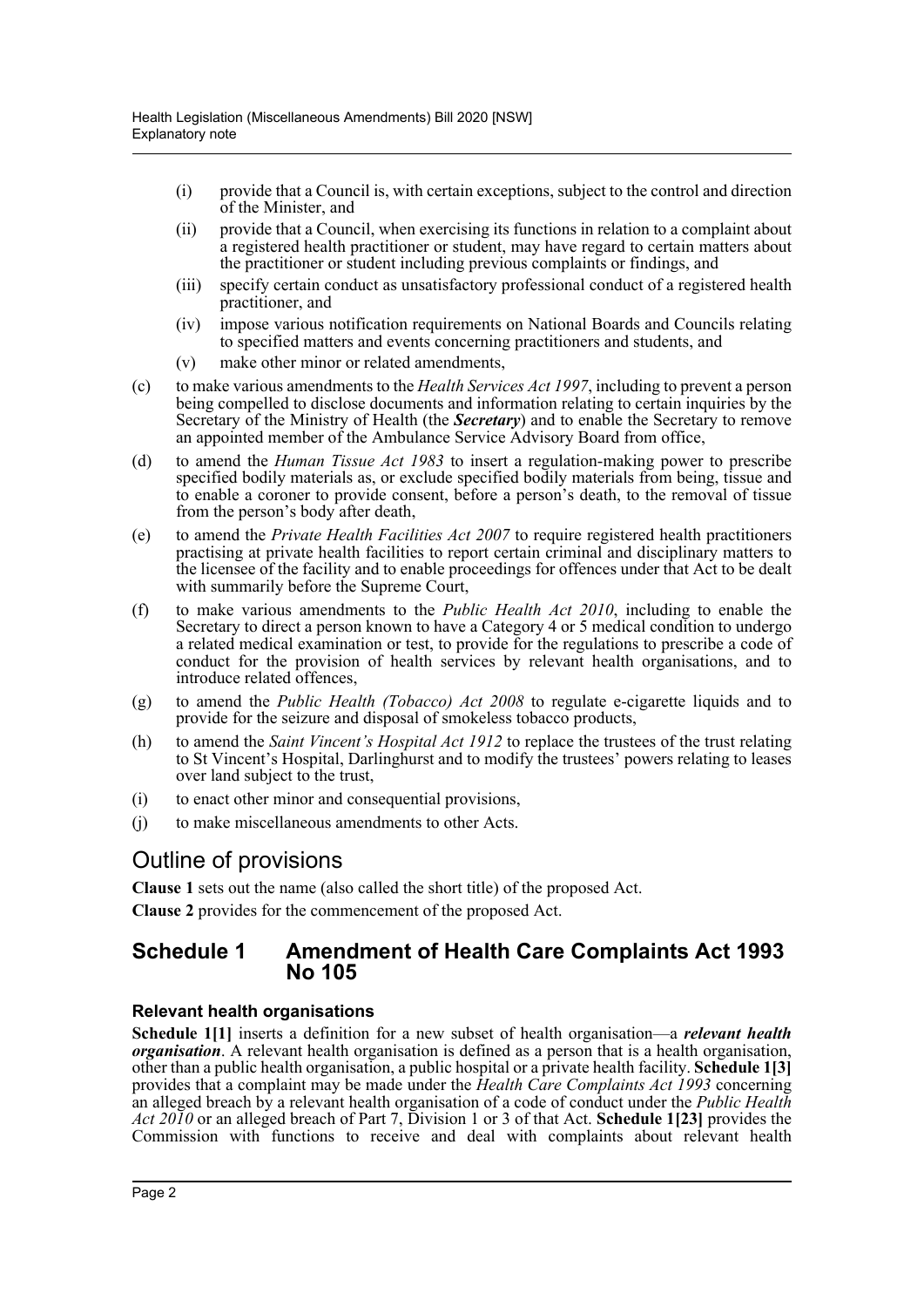- (i) provide that a Council is, with certain exceptions, subject to the control and direction of the Minister, and
- (ii) provide that a Council, when exercising its functions in relation to a complaint about a registered health practitioner or student, may have regard to certain matters about the practitioner or student including previous complaints or findings, and
- (iii) specify certain conduct as unsatisfactory professional conduct of a registered health practitioner, and
- (iv) impose various notification requirements on National Boards and Councils relating to specified matters and events concerning practitioners and students, and
- (v) make other minor or related amendments,

(c) to make various amendments to the *Health Services Act 1997*, including to prevent a person being compelled to disclose documents and information relating to certain inquiries by the Secretary of the Ministry of Health (the ***Secretary***) and to enable the Secretary to remove an appointed member of the Ambulance Service Advisory Board from office,

(d) to amend the *Human Tissue Act 1983* to insert a regulation-making power to prescribe specified bodily materials as, or exclude specified bodily materials from being, tissue and to enable a coroner to provide consent, before a person's death, to the removal of tissue from the person's body after death,

(e) to amend the *Private Health Facilities Act 2007* to require registered health practitioners practising at private health facilities to report certain criminal and disciplinary matters to the licensee of the facility and to enable proceedings for offences under that Act to be dealt with summarily before the Supreme Court,

(f) to make various amendments to the *Public Health Act 2010*, including to enable the Secretary to direct a person known to have a Category 4 or 5 medical condition to undergo a related medical examination or test, to provide for the regulations to prescribe a code of conduct for the provision of health services by relevant health organisations, and to introduce related offences,

(g) to amend the *Public Health (Tobacco) Act 2008* to regulate e-cigarette liquids and to provide for the seizure and disposal of smokeless tobacco products,

(h) to amend the *Saint Vincent's Hospital Act 1912* to replace the trustees of the trust relating to St Vincent's Hospital, Darlinghurst and to modify the trustees' powers relating to leases over land subject to the trust,

(i) to enact other minor and consequential provisions,

(j) to make miscellaneous amendments to other Acts.

# Outline of provisions

**Clause 1** sets out the name (also called the short title) of the proposed Act.

**Clause 2** provides for the commencement of the proposed Act.

## Schedule 1 Amendment of Health Care Complaints Act 1993 No 105

### Relevant health organisations

**Schedule 1[1]** inserts a definition for a new subset of health organisation—a ***relevant health organisation***. A relevant health organisation is defined as a person that is a health organisation, other than a public health organisation, a public hospital or a private health facility. **Schedule 1[3]** provides that a complaint may be made under the *Health Care Complaints Act 1993* concerning an alleged breach by a relevant health organisation of a code of conduct under the *Public Health Act 2010* or an alleged breach of Part 7, Division 1 or 3 of that Act. **Schedule 1[23]** provides the Commission with functions to receive and deal with complaints about relevant health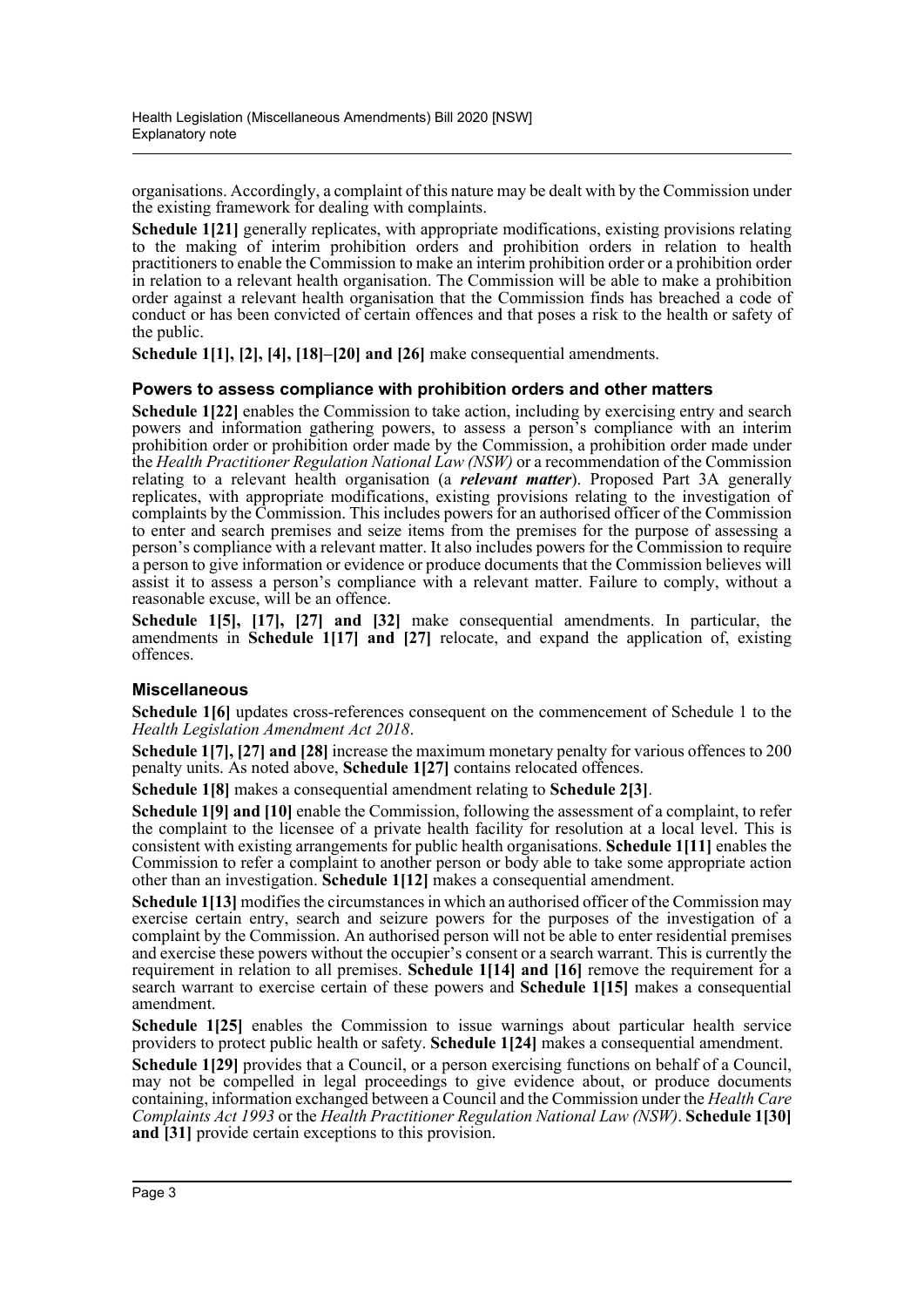organisations. Accordingly, a complaint of this nature may be dealt with by the Commission under the existing framework for dealing with complaints.

**Schedule 1[21]** generally replicates, with appropriate modifications, existing provisions relating to the making of interim prohibition orders and prohibition orders in relation to health practitioners to enable the Commission to make an interim prohibition order or a prohibition order in relation to a relevant health organisation. The Commission will be able to make a prohibition order against a relevant health organisation that the Commission finds has breached a code of conduct or has been convicted of certain offences and that poses a risk to the health or safety of the public.

**Schedule 1[1], [2], [4], [18]–[20] and [26]** make consequential amendments.

### Powers to assess compliance with prohibition orders and other matters

**Schedule 1[22]** enables the Commission to take action, including by exercising entry and search powers and information gathering powers, to assess a person's compliance with an interim prohibition order or prohibition order made by the Commission, a prohibition order made under the *Health Practitioner Regulation National Law (NSW)* or a recommendation of the Commission relating to a relevant health organisation (a ***relevant matter***). Proposed Part 3A generally replicates, with appropriate modifications, existing provisions relating to the investigation of complaints by the Commission. This includes powers for an authorised officer of the Commission to enter and search premises and seize items from the premises for the purpose of assessing a person's compliance with a relevant matter. It also includes powers for the Commission to require a person to give information or evidence or produce documents that the Commission believes will assist it to assess a person's compliance with a relevant matter. Failure to comply, without a reasonable excuse, will be an offence.

**Schedule 1[5], [17], [27] and [32]** make consequential amendments. In particular, the amendments in **Schedule 1[17] and [27]** relocate, and expand the application of, existing offences.

### Miscellaneous

**Schedule 1[6]** updates cross-references consequent on the commencement of Schedule 1 to the *Health Legislation Amendment Act 2018*.

**Schedule 1[7], [27] and [28]** increase the maximum monetary penalty for various offences to 200 penalty units. As noted above, **Schedule 1[27]** contains relocated offences.

**Schedule 1[8]** makes a consequential amendment relating to **Schedule 2[3]**.

**Schedule 1[9] and [10]** enable the Commission, following the assessment of a complaint, to refer the complaint to the licensee of a private health facility for resolution at a local level. This is consistent with existing arrangements for public health organisations. **Schedule 1[11]** enables the Commission to refer a complaint to another person or body able to take some appropriate action other than an investigation. **Schedule 1[12]** makes a consequential amendment.

**Schedule 1[13]** modifies the circumstances in which an authorised officer of the Commission may exercise certain entry, search and seizure powers for the purposes of the investigation of a complaint by the Commission. An authorised person will not be able to enter residential premises and exercise these powers without the occupier's consent or a search warrant. This is currently the requirement in relation to all premises. **Schedule 1[14] and [16]** remove the requirement for a search warrant to exercise certain of these powers and **Schedule 1[15]** makes a consequential amendment.

**Schedule 1[25]** enables the Commission to issue warnings about particular health service providers to protect public health or safety. **Schedule 1[24]** makes a consequential amendment.

**Schedule 1[29]** provides that a Council, or a person exercising functions on behalf of a Council, may not be compelled in legal proceedings to give evidence about, or produce documents containing, information exchanged between a Council and the Commission under the *Health Care Complaints Act 1993* or the *Health Practitioner Regulation National Law (NSW)*. **Schedule 1[30] and [31]** provide certain exceptions to this provision.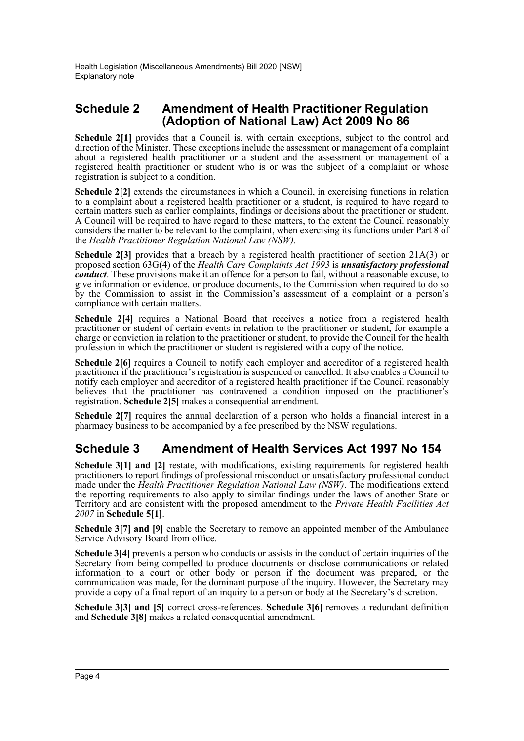## Schedule 2 Amendment of Health Practitioner Regulation (Adoption of National Law) Act 2009 No 86

**Schedule 2[1]** provides that a Council is, with certain exceptions, subject to the control and direction of the Minister. These exceptions include the assessment or management of a complaint about a registered health practitioner or a student and the assessment or management of a registered health practitioner or student who is or was the subject of a complaint or whose registration is subject to a condition.

**Schedule 2[2]** extends the circumstances in which a Council, in exercising functions in relation to a complaint about a registered health practitioner or a student, is required to have regard to certain matters such as earlier complaints, findings or decisions about the practitioner or student. A Council will be required to have regard to these matters, to the extent the Council reasonably considers the matter to be relevant to the complaint, when exercising its functions under Part 8 of the *Health Practitioner Regulation National Law (NSW)*.

**Schedule 2[3]** provides that a breach by a registered health practitioner of section 21A(3) or proposed section 63G(4) of the *Health Care Complaints Act 1993* is ***unsatisfactory professional conduct***. These provisions make it an offence for a person to fail, without a reasonable excuse, to give information or evidence, or produce documents, to the Commission when required to do so by the Commission to assist in the Commission's assessment of a complaint or a person's compliance with certain matters.

**Schedule 2[4]** requires a National Board that receives a notice from a registered health practitioner or student of certain events in relation to the practitioner or student, for example a charge or conviction in relation to the practitioner or student, to provide the Council for the health profession in which the practitioner or student is registered with a copy of the notice.

**Schedule 2[6]** requires a Council to notify each employer and accreditor of a registered health practitioner if the practitioner's registration is suspended or cancelled. It also enables a Council to notify each employer and accreditor of a registered health practitioner if the Council reasonably believes that the practitioner has contravened a condition imposed on the practitioner's registration. **Schedule 2[5]** makes a consequential amendment.

**Schedule 2[7]** requires the annual declaration of a person who holds a financial interest in a pharmacy business to be accompanied by a fee prescribed by the NSW regulations.

## Schedule 3 Amendment of Health Services Act 1997 No 154

**Schedule 3[1] and [2]** restate, with modifications, existing requirements for registered health practitioners to report findings of professional misconduct or unsatisfactory professional conduct made under the *Health Practitioner Regulation National Law (NSW)*. The modifications extend the reporting requirements to also apply to similar findings under the laws of another State or Territory and are consistent with the proposed amendment to the *Private Health Facilities Act 2007* in **Schedule 5[1]**.

**Schedule 3[7] and [9]** enable the Secretary to remove an appointed member of the Ambulance Service Advisory Board from office.

**Schedule 3[4]** prevents a person who conducts or assists in the conduct of certain inquiries of the Secretary from being compelled to produce documents or disclose communications or related information to a court or other body or person if the document was prepared, or the communication was made, for the dominant purpose of the inquiry. However, the Secretary may provide a copy of a final report of an inquiry to a person or body at the Secretary's discretion.

**Schedule 3[3] and [5]** correct cross-references. **Schedule 3[6]** removes a redundant definition and **Schedule 3[8]** makes a related consequential amendment.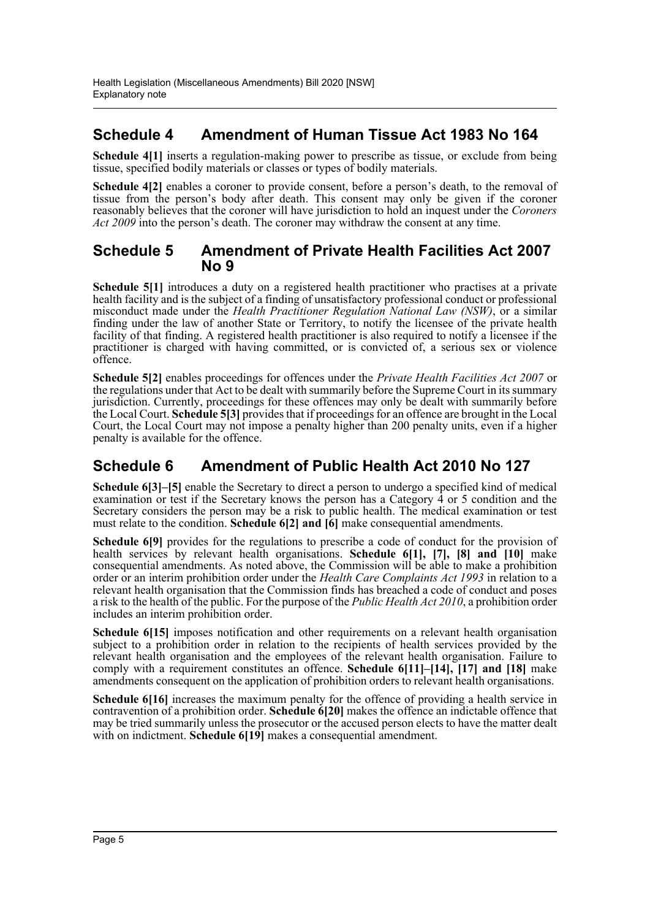## Schedule 4 Amendment of Human Tissue Act 1983 No 164

**Schedule 4[1]** inserts a regulation-making power to prescribe as tissue, or exclude from being tissue, specified bodily materials or classes or types of bodily materials.

**Schedule 4[2]** enables a coroner to provide consent, before a person's death, to the removal of tissue from the person's body after death. This consent may only be given if the coroner reasonably believes that the coroner will have jurisdiction to hold an inquest under the *Coroners Act 2009* into the person's death. The coroner may withdraw the consent at any time.

## Schedule 5 Amendment of Private Health Facilities Act 2007 No 9

**Schedule 5[1]** introduces a duty on a registered health practitioner who practises at a private health facility and is the subject of a finding of unsatisfactory professional conduct or professional misconduct made under the *Health Practitioner Regulation National Law (NSW)*, or a similar finding under the law of another State or Territory, to notify the licensee of the private health facility of that finding. A registered health practitioner is also required to notify a licensee if the practitioner is charged with having committed, or is convicted of, a serious sex or violence offence.

**Schedule 5[2]** enables proceedings for offences under the *Private Health Facilities Act 2007* or the regulations under that Act to be dealt with summarily before the Supreme Court in its summary jurisdiction. Currently, proceedings for these offences may only be dealt with summarily before the Local Court. **Schedule 5[3]** provides that if proceedings for an offence are brought in the Local Court, the Local Court may not impose a penalty higher than 200 penalty units, even if a higher penalty is available for the offence.

## Schedule 6 Amendment of Public Health Act 2010 No 127

**Schedule 6[3]–[5]** enable the Secretary to direct a person to undergo a specified kind of medical examination or test if the Secretary knows the person has a Category 4 or 5 condition and the Secretary considers the person may be a risk to public health. The medical examination or test must relate to the condition. **Schedule 6[2] and [6]** make consequential amendments.

**Schedule 6[9]** provides for the regulations to prescribe a code of conduct for the provision of health services by relevant health organisations. **Schedule 6[1], [7], [8] and [10]** make consequential amendments. As noted above, the Commission will be able to make a prohibition order or an interim prohibition order under the *Health Care Complaints Act 1993* in relation to a relevant health organisation that the Commission finds has breached a code of conduct and poses a risk to the health of the public. For the purpose of the *Public Health Act 2010*, a prohibition order includes an interim prohibition order.

**Schedule 6[15]** imposes notification and other requirements on a relevant health organisation subject to a prohibition order in relation to the recipients of health services provided by the relevant health organisation and the employees of the relevant health organisation. Failure to comply with a requirement constitutes an offence. **Schedule 6[11]–[14], [17] and [18]** make amendments consequent on the application of prohibition orders to relevant health organisations.

**Schedule 6[16]** increases the maximum penalty for the offence of providing a health service in contravention of a prohibition order. **Schedule 6[20]** makes the offence an indictable offence that may be tried summarily unless the prosecutor or the accused person elects to have the matter dealt with on indictment. **Schedule 6[19]** makes a consequential amendment.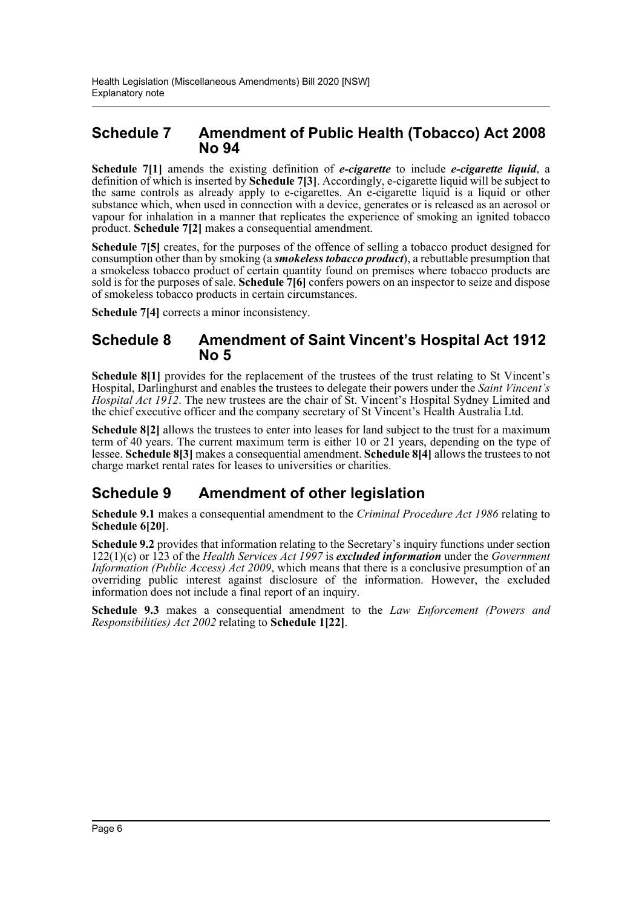## Schedule 7 Amendment of Public Health (Tobacco) Act 2008 No 94

**Schedule 7[1]** amends the existing definition of ***e-cigarette*** to include ***e-cigarette liquid***, a definition of which is inserted by **Schedule 7[3]**. Accordingly, e-cigarette liquid will be subject to the same controls as already apply to e-cigarettes. An e-cigarette liquid is a liquid or other substance which, when used in connection with a device, generates or is released as an aerosol or vapour for inhalation in a manner that replicates the experience of smoking an ignited tobacco product. **Schedule 7[2]** makes a consequential amendment.

**Schedule 7[5]** creates, for the purposes of the offence of selling a tobacco product designed for consumption other than by smoking (a ***smokeless tobacco product***), a rebuttable presumption that a smokeless tobacco product of certain quantity found on premises where tobacco products are sold is for the purposes of sale. **Schedule 7[6]** confers powers on an inspector to seize and dispose of smokeless tobacco products in certain circumstances.

**Schedule 7[4]** corrects a minor inconsistency.

## Schedule 8 Amendment of Saint Vincent's Hospital Act 1912 No 5

**Schedule 8[1]** provides for the replacement of the trustees of the trust relating to St Vincent's Hospital, Darlinghurst and enables the trustees to delegate their powers under the *Saint Vincent's Hospital Act 1912*. The new trustees are the chair of St. Vincent's Hospital Sydney Limited and the chief executive officer and the company secretary of St Vincent's Health Australia Ltd.

**Schedule 8[2]** allows the trustees to enter into leases for land subject to the trust for a maximum term of 40 years. The current maximum term is either 10 or 21 years, depending on the type of lessee. **Schedule 8[3]** makes a consequential amendment. **Schedule 8[4]** allows the trustees to not charge market rental rates for leases to universities or charities.

## Schedule 9 Amendment of other legislation

**Schedule 9.1** makes a consequential amendment to the *Criminal Procedure Act 1986* relating to **Schedule 6[20]**.

**Schedule 9.2** provides that information relating to the Secretary's inquiry functions under section 122(1)(c) or 123 of the *Health Services Act 1997* is ***excluded information*** under the *Government Information (Public Access) Act 2009*, which means that there is a conclusive presumption of an overriding public interest against disclosure of the information. However, the excluded information does not include a final report of an inquiry.

**Schedule 9.3** makes a consequential amendment to the *Law Enforcement (Powers and Responsibilities) Act 2002* relating to **Schedule 1[22]**.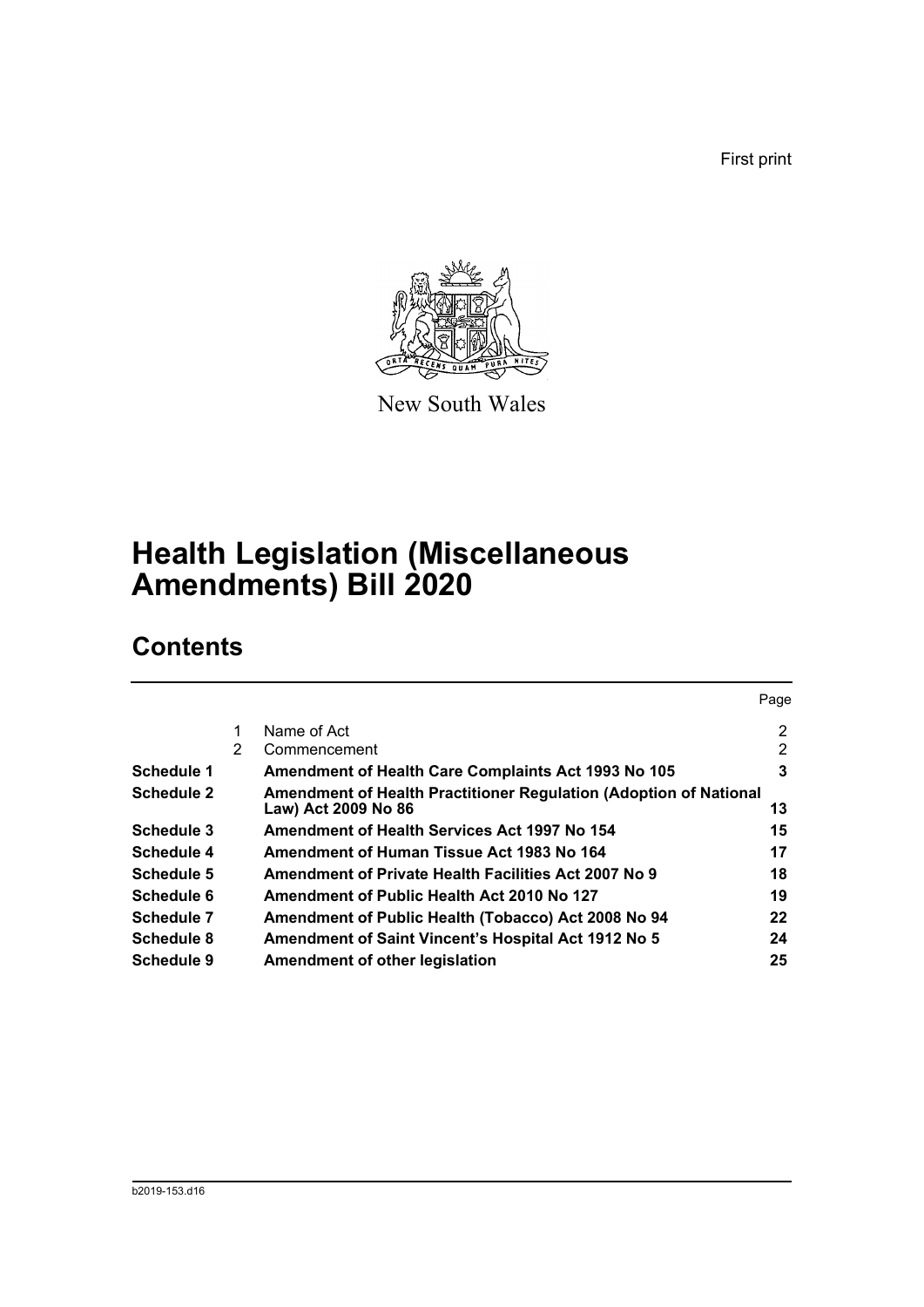First print

New South Wales

# Health Legislation (Miscellaneous Amendments) Bill 2020

## Contents

| | | | Page |
|---|---|---|---|
| | 1 | Name of Act | 2 |
| | 2 | Commencement | 2 |
| **Schedule 1** | | **Amendment of Health Care Complaints Act 1993 No 105** | **3** |
| **Schedule 2** | | **Amendment of Health Practitioner Regulation (Adoption of National Law) Act 2009 No 86** | **13** |
| **Schedule 3** | | **Amendment of Health Services Act 1997 No 154** | **15** |
| **Schedule 4** | | **Amendment of Human Tissue Act 1983 No 164** | **17** |
| **Schedule 5** | | **Amendment of Private Health Facilities Act 2007 No 9** | **18** |
| **Schedule 6** | | **Amendment of Public Health Act 2010 No 127** | **19** |
| **Schedule 7** | | **Amendment of Public Health (Tobacco) Act 2008 No 94** | **22** |
| **Schedule 8** | | **Amendment of Saint Vincent's Hospital Act 1912 No 5** | **24** |
| **Schedule 9** | | **Amendment of other legislation** | **25** |

b2019-153.d16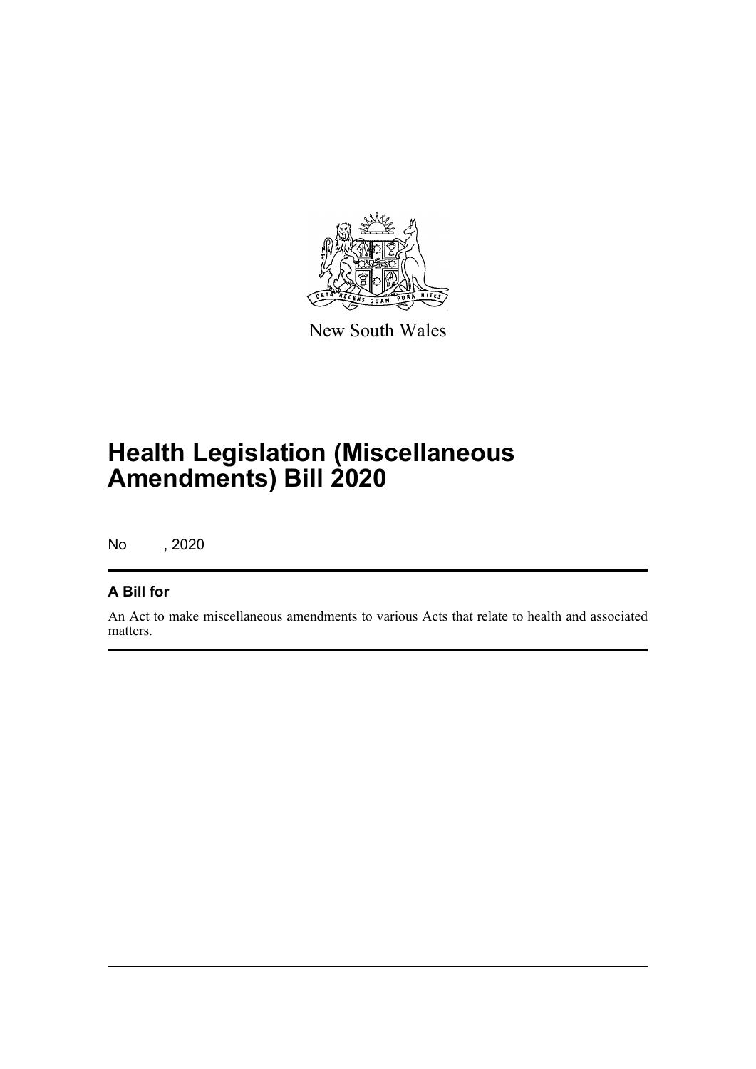New South Wales

# Health Legislation (Miscellaneous Amendments) Bill 2020

No , 2020

## A Bill for

An Act to make miscellaneous amendments to various Acts that relate to health and associated matters.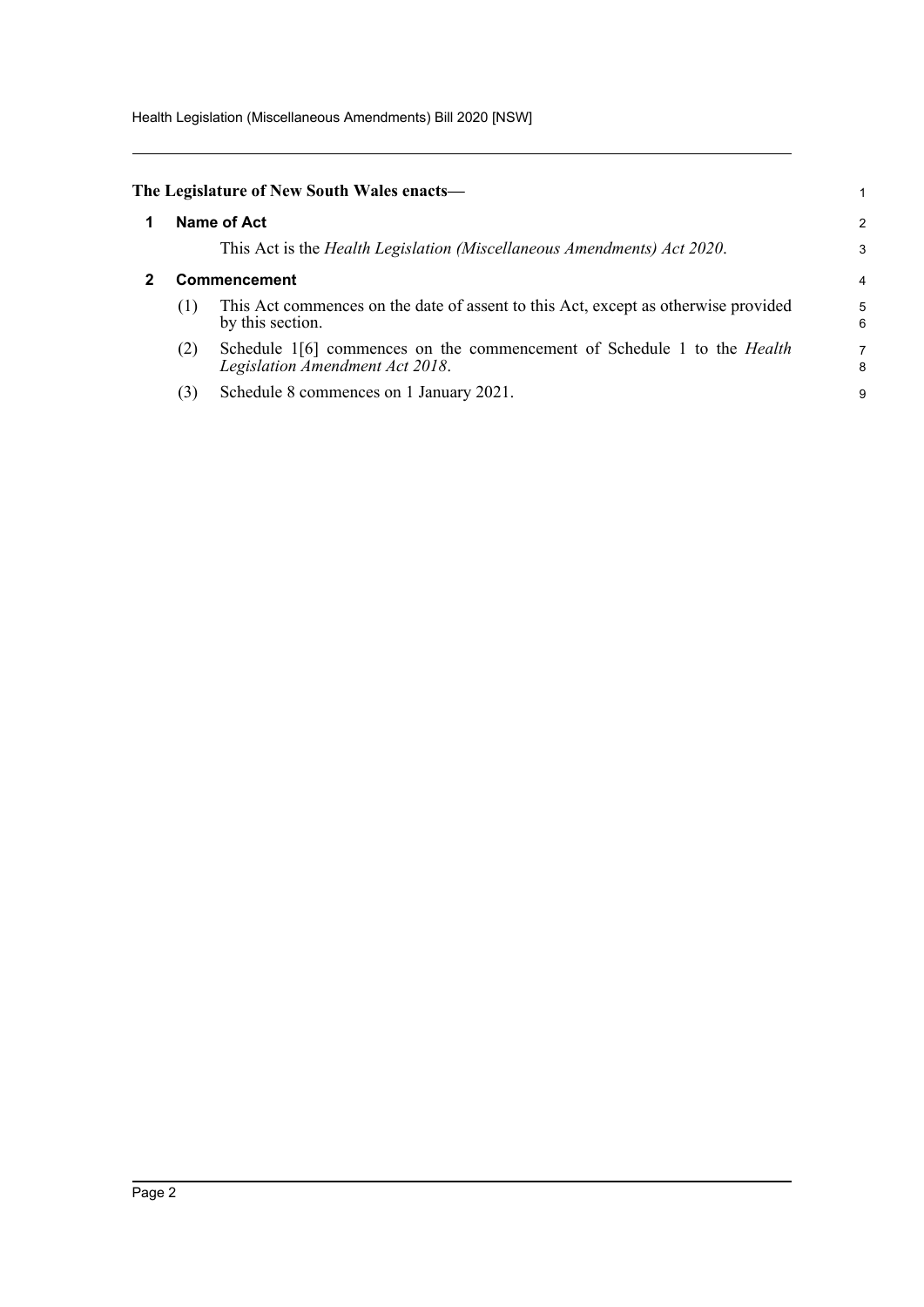**The Legislature of New South Wales enacts—**

## 1 Name of Act

This Act is the *Health Legislation (Miscellaneous Amendments) Act 2020*.

## 2 Commencement

(1) This Act commences on the date of assent to this Act, except as otherwise provided by this section.

(2) Schedule 1[6] commences on the commencement of Schedule 1 to the *Health Legislation Amendment Act 2018*.

(3) Schedule 8 commences on 1 January 2021.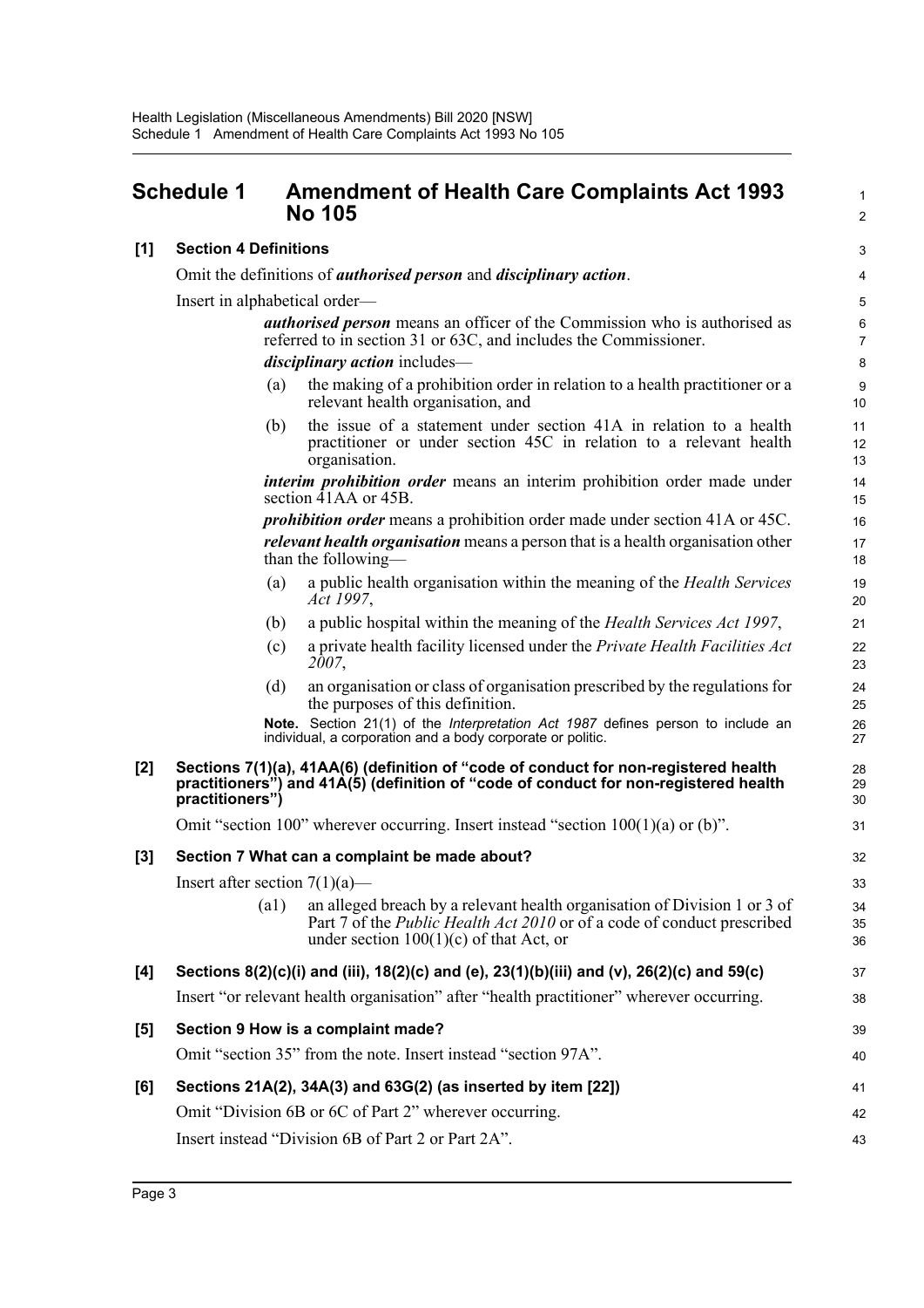## Schedule 1 Amendment of Health Care Complaints Act 1993 No 105

**[1] Section 4 Definitions**

Omit the definitions of ***authorised person*** and ***disciplinary action***.

Insert in alphabetical order—

> ***authorised person*** means an officer of the Commission who is authorised as referred to in section 31 or 63C, and includes the Commissioner.
>
> ***disciplinary action*** includes—
>
> (a) the making of a prohibition order in relation to a health practitioner or a relevant health organisation, and
>
> (b) the issue of a statement under section 41A in relation to a health practitioner or under section 45C in relation to a relevant health organisation.
>
> ***interim prohibition order*** means an interim prohibition order made under section 41AA or 45B.
>
> ***prohibition order*** means a prohibition order made under section 41A or 45C.
>
> ***relevant health organisation*** means a person that is a health organisation other than the following—
>
> (a) a public health organisation within the meaning of the *Health Services Act 1997*,
>
> (b) a public hospital within the meaning of the *Health Services Act 1997*,
>
> (c) a private health facility licensed under the *Private Health Facilities Act 2007*,
>
> (d) an organisation or class of organisation prescribed by the regulations for the purposes of this definition.
>
> **Note.** Section 21(1) of the *Interpretation Act 1987* defines person to include an individual, a corporation and a body corporate or politic.

**[2] Sections 7(1)(a), 41AA(6) (definition of "code of conduct for non-registered health practitioners") and 41A(5) (definition of "code of conduct for non-registered health practitioners")**

Omit "section 100" wherever occurring. Insert instead "section 100(1)(a) or (b)".

**[3] Section 7 What can a complaint be made about?**

Insert after section 7(1)(a)—

> (a1) an alleged breach by a relevant health organisation of Division 1 or 3 of Part 7 of the *Public Health Act 2010* or of a code of conduct prescribed under section 100(1)(c) of that Act, or

**[4] Sections 8(2)(c)(i) and (iii), 18(2)(c) and (e), 23(1)(b)(iii) and (v), 26(2)(c) and 59(c)**

Insert "or relevant health organisation" after "health practitioner" wherever occurring.

**[5] Section 9 How is a complaint made?**

Omit "section 35" from the note. Insert instead "section 97A".

**[6] Sections 21A(2), 34A(3) and 63G(2) (as inserted by item [22])**

Omit "Division 6B or 6C of Part 2" wherever occurring.

Insert instead "Division 6B of Part 2 or Part 2A".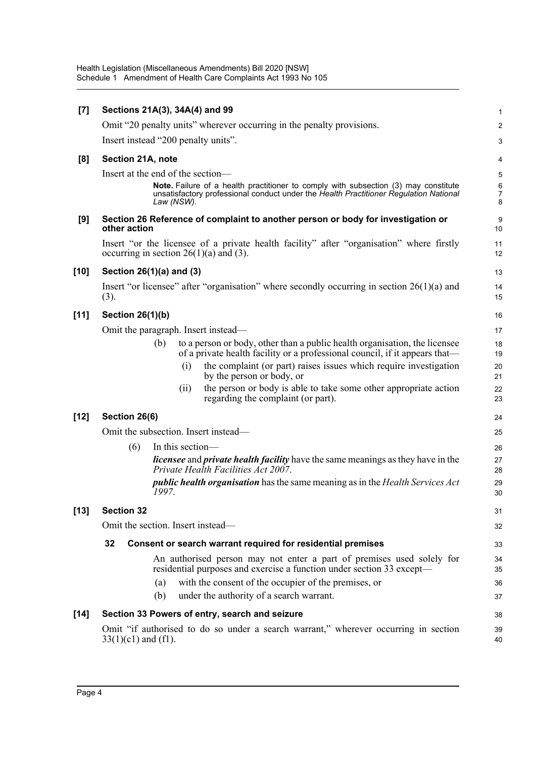**[7] Sections 21A(3), 34A(4) and 99**

Omit "20 penalty units" wherever occurring in the penalty provisions.

Insert instead "200 penalty units".

**[8] Section 21A, note**

Insert at the end of the section—

> **Note.** Failure of a health practitioner to comply with subsection (3) may constitute unsatisfactory professional conduct under the *Health Practitioner Regulation National Law (NSW)*.

**[9] Section 26 Reference of complaint to another person or body for investigation or other action**

Insert "or the licensee of a private health facility" after "organisation" where firstly occurring in section 26(1)(a) and (3).

**[10] Section 26(1)(a) and (3)**

Insert "or licensee" after "organisation" where secondly occurring in section 26(1)(a) and (3).

**[11] Section 26(1)(b)**

Omit the paragraph. Insert instead—

> (b) to a person or body, other than a public health organisation, the licensee of a private health facility or a professional council, if it appears that—
>
> (i) the complaint (or part) raises issues which require investigation by the person or body, or
>
> (ii) the person or body is able to take some other appropriate action regarding the complaint (or part).

**[12] Section 26(6)**

Omit the subsection. Insert instead—

> (6) In this section—
>
> ***licensee*** and ***private health facility*** have the same meanings as they have in the *Private Health Facilities Act 2007*.
>
> ***public health organisation*** has the same meaning as in the *Health Services Act 1997*.

**[13] Section 32**

Omit the section. Insert instead—

> **32 Consent or search warrant required for residential premises**
>
> An authorised person may not enter a part of premises used solely for residential purposes and exercise a function under section 33 except—
>
> (a) with the consent of the occupier of the premises, or
>
> (b) under the authority of a search warrant.

**[14] Section 33 Powers of entry, search and seizure**

Omit "if authorised to do so under a search warrant," wherever occurring in section 33(1)(c1) and (f1).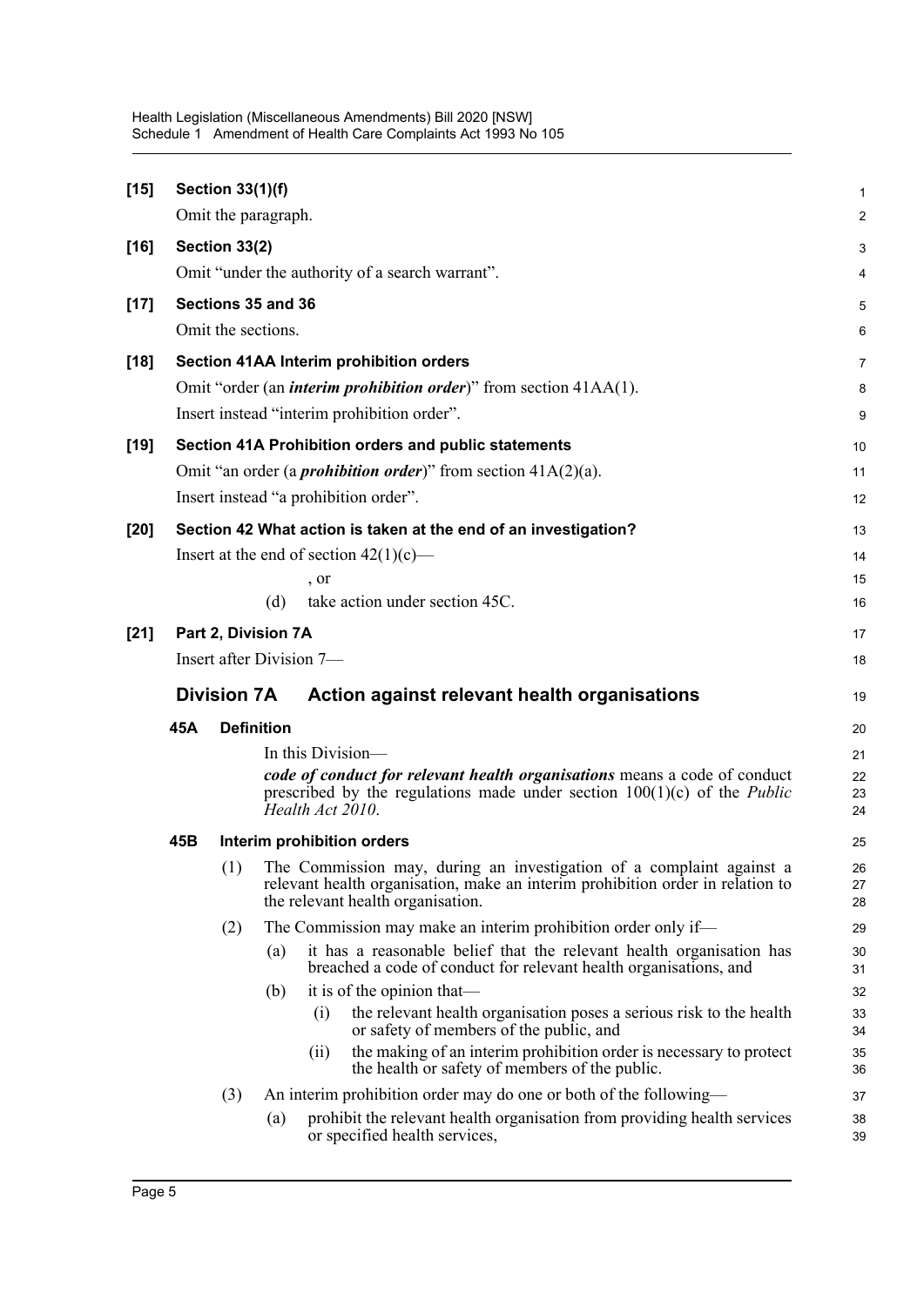**[15] Section 33(1)(f)**

Omit the paragraph.

**[16] Section 33(2)**

Omit "under the authority of a search warrant".

**[17] Sections 35 and 36**

Omit the sections.

**[18] Section 41AA Interim prohibition orders**

Omit "order (an ***interim prohibition order***)" from section 41AA(1).

Insert instead "interim prohibition order".

**[19] Section 41A Prohibition orders and public statements**

Omit "an order (a ***prohibition order***)" from section 41A(2)(a).

Insert instead "a prohibition order".

**[20] Section 42 What action is taken at the end of an investigation?**

Insert at the end of section 42(1)(c)—

, or

(d) take action under section 45C.

**[21] Part 2, Division 7A**

Insert after Division 7—

## Division 7A Action against relevant health organisations

### 45A Definition

In this Division—

***code of conduct for relevant health organisations*** means a code of conduct prescribed by the regulations made under section 100(1)(c) of the *Public Health Act 2010*.

### 45B Interim prohibition orders

(1) The Commission may, during an investigation of a complaint against a relevant health organisation, make an interim prohibition order in relation to the relevant health organisation.

(2) The Commission may make an interim prohibition order only if—

(a) it has a reasonable belief that the relevant health organisation has breached a code of conduct for relevant health organisations, and

(b) it is of the opinion that—

(i) the relevant health organisation poses a serious risk to the health or safety of members of the public, and

(ii) the making of an interim prohibition order is necessary to protect the health or safety of members of the public.

(3) An interim prohibition order may do one or both of the following—

(a) prohibit the relevant health organisation from providing health services or specified health services,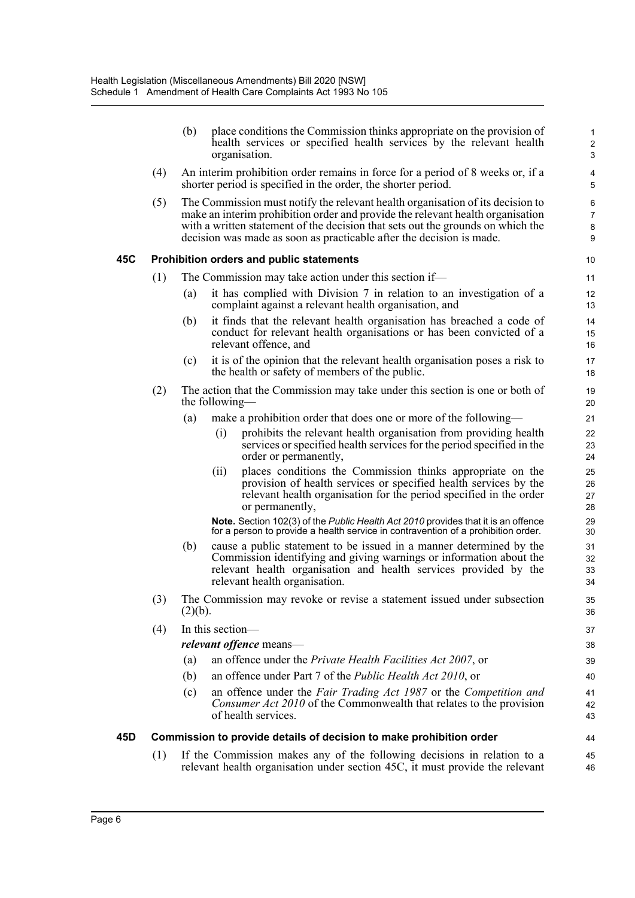(b) place conditions the Commission thinks appropriate on the provision of health services or specified health services by the relevant health organisation.

(4) An interim prohibition order remains in force for a period of 8 weeks or, if a shorter period is specified in the order, the shorter period.

(5) The Commission must notify the relevant health organisation of its decision to make an interim prohibition order and provide the relevant health organisation with a written statement of the decision that sets out the grounds on which the decision was made as soon as practicable after the decision is made.

### 45C Prohibition orders and public statements

(1) The Commission may take action under this section if—

(a) it has complied with Division 7 in relation to an investigation of a complaint against a relevant health organisation, and

(b) it finds that the relevant health organisation has breached a code of conduct for relevant health organisations or has been convicted of a relevant offence, and

(c) it is of the opinion that the relevant health organisation poses a risk to the health or safety of members of the public.

(2) The action that the Commission may take under this section is one or both of the following—

(a) make a prohibition order that does one or more of the following—

(i) prohibits the relevant health organisation from providing health services or specified health services for the period specified in the order or permanently,

(ii) places conditions the Commission thinks appropriate on the provision of health services or specified health services by the relevant health organisation for the period specified in the order or permanently,

**Note.** Section 102(3) of the *Public Health Act 2010* provides that it is an offence for a person to provide a health service in contravention of a prohibition order.

(b) cause a public statement to be issued in a manner determined by the Commission identifying and giving warnings or information about the relevant health organisation and health services provided by the relevant health organisation.

(3) The Commission may revoke or revise a statement issued under subsection (2)(b).

(4) In this section—

***relevant offence*** means—

(a) an offence under the *Private Health Facilities Act 2007*, or

(b) an offence under Part 7 of the *Public Health Act 2010*, or

(c) an offence under the *Fair Trading Act 1987* or the *Competition and Consumer Act 2010* of the Commonwealth that relates to the provision of health services.

### 45D Commission to provide details of decision to make prohibition order

(1) If the Commission makes any of the following decisions in relation to a relevant health organisation under section 45C, it must provide the relevant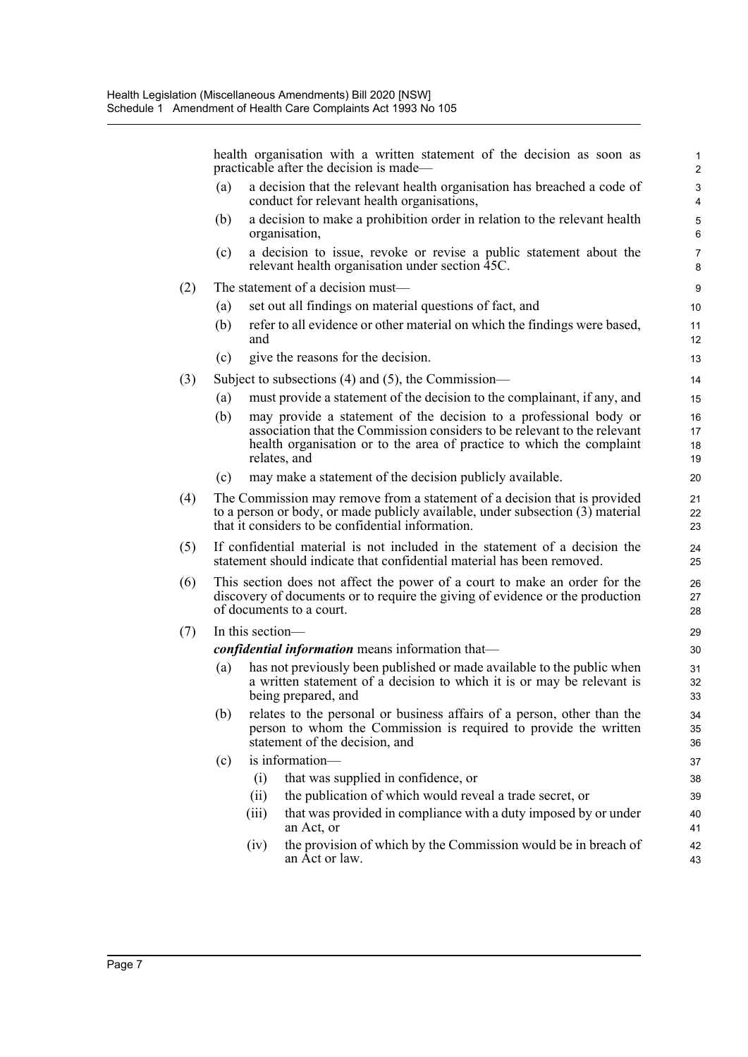health organisation with a written statement of the decision as soon as practicable after the decision is made—

(a) a decision that the relevant health organisation has breached a code of conduct for relevant health organisations,

(b) a decision to make a prohibition order in relation to the relevant health organisation,

(c) a decision to issue, revoke or revise a public statement about the relevant health organisation under section 45C.

(2) The statement of a decision must—

(a) set out all findings on material questions of fact, and

(b) refer to all evidence or other material on which the findings were based, and

(c) give the reasons for the decision.

(3) Subject to subsections (4) and (5), the Commission—

(a) must provide a statement of the decision to the complainant, if any, and

(b) may provide a statement of the decision to a professional body or association that the Commission considers to be relevant to the relevant health organisation or to the area of practice to which the complaint relates, and

(c) may make a statement of the decision publicly available.

(4) The Commission may remove from a statement of a decision that is provided to a person or body, or made publicly available, under subsection (3) material that it considers to be confidential information.

(5) If confidential material is not included in the statement of a decision the statement should indicate that confidential material has been removed.

(6) This section does not affect the power of a court to make an order for the discovery of documents or to require the giving of evidence or the production of documents to a court.

(7) In this section—

***confidential information*** means information that—

(a) has not previously been published or made available to the public when a written statement of a decision to which it is or may be relevant is being prepared, and

(b) relates to the personal or business affairs of a person, other than the person to whom the Commission is required to provide the written statement of the decision, and

(c) is information—

(i) that was supplied in confidence, or

(ii) the publication of which would reveal a trade secret, or

(iii) that was provided in compliance with a duty imposed by or under an Act, or

(iv) the provision of which by the Commission would be in breach of an Act or law.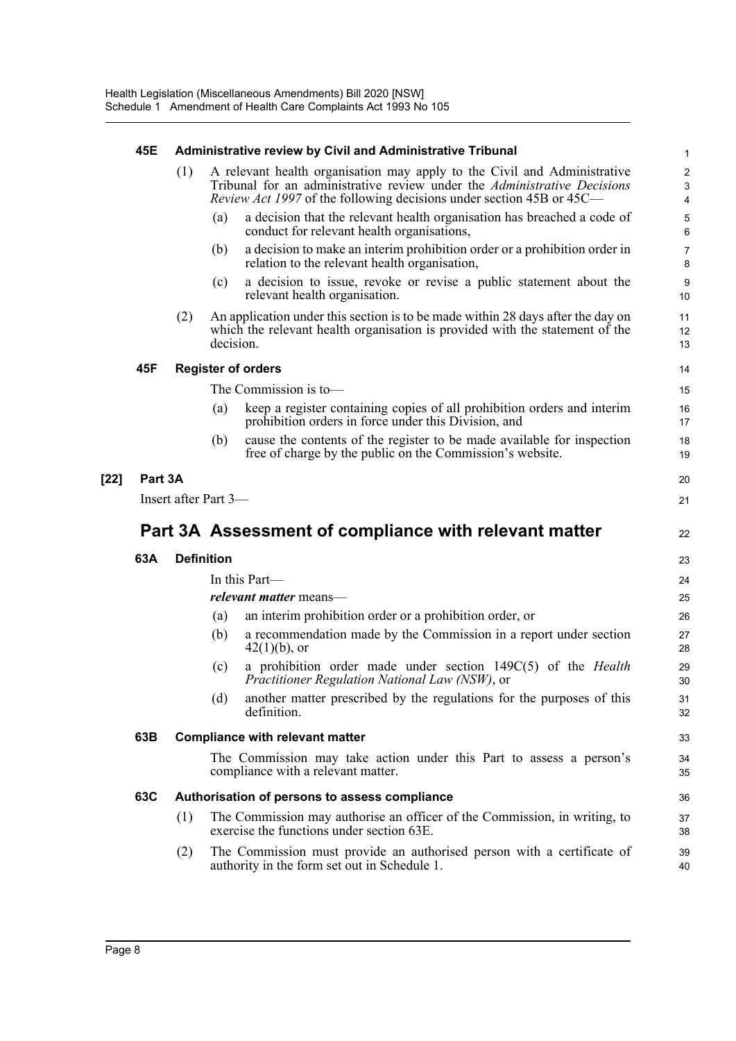**45E Administrative review by Civil and Administrative Tribunal**

(1) A relevant health organisation may apply to the Civil and Administrative Tribunal for an administrative review under the *Administrative Decisions Review Act 1997* of the following decisions under section 45B or 45C—

(a) a decision that the relevant health organisation has breached a code of conduct for relevant health organisations,

(b) a decision to make an interim prohibition order or a prohibition order in relation to the relevant health organisation,

(c) a decision to issue, revoke or revise a public statement about the relevant health organisation.

(2) An application under this section is to be made within 28 days after the day on which the relevant health organisation is provided with the statement of the decision.

**45F Register of orders**

The Commission is to—

(a) keep a register containing copies of all prohibition orders and interim prohibition orders in force under this Division, and

(b) cause the contents of the register to be made available for inspection free of charge by the public on the Commission's website.

**[22] Part 3A**

Insert after Part 3—

## Part 3A Assessment of compliance with relevant matter

**63A Definition**

In this Part—

***relevant matter*** means—

(a) an interim prohibition order or a prohibition order, or

(b) a recommendation made by the Commission in a report under section 42(1)(b), or

(c) a prohibition order made under section 149C(5) of the *Health Practitioner Regulation National Law (NSW)*, or

(d) another matter prescribed by the regulations for the purposes of this definition.

**63B Compliance with relevant matter**

The Commission may take action under this Part to assess a person's compliance with a relevant matter.

**63C Authorisation of persons to assess compliance**

(1) The Commission may authorise an officer of the Commission, in writing, to exercise the functions under section 63E.

(2) The Commission must provide an authorised person with a certificate of authority in the form set out in Schedule 1.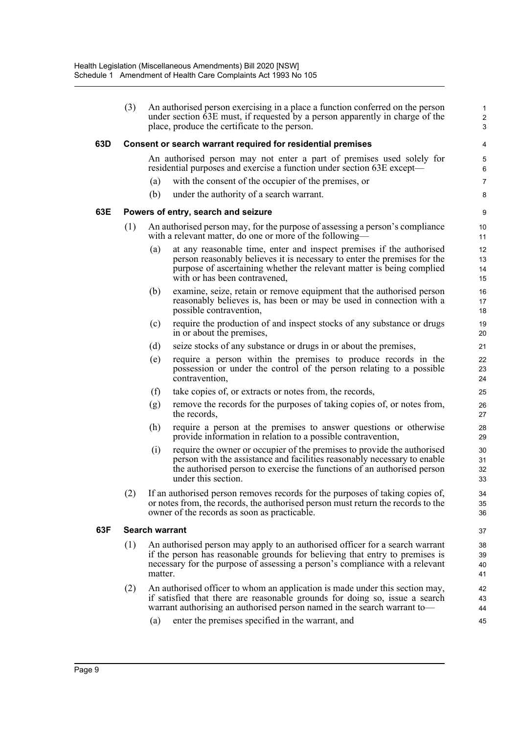(3) An authorised person exercising in a place a function conferred on the person under section 63E must, if requested by a person apparently in charge of the place, produce the certificate to the person.

### 63D Consent or search warrant required for residential premises

An authorised person may not enter a part of premises used solely for residential purposes and exercise a function under section 63E except—

(a) with the consent of the occupier of the premises, or

(b) under the authority of a search warrant.

### 63E Powers of entry, search and seizure

(1) An authorised person may, for the purpose of assessing a person's compliance with a relevant matter, do one or more of the following—

(a) at any reasonable time, enter and inspect premises if the authorised person reasonably believes it is necessary to enter the premises for the purpose of ascertaining whether the relevant matter is being complied with or has been contravened,

(b) examine, seize, retain or remove equipment that the authorised person reasonably believes is, has been or may be used in connection with a possible contravention,

(c) require the production of and inspect stocks of any substance or drugs in or about the premises,

(d) seize stocks of any substance or drugs in or about the premises,

(e) require a person within the premises to produce records in the possession or under the control of the person relating to a possible contravention,

(f) take copies of, or extracts or notes from, the records,

(g) remove the records for the purposes of taking copies of, or notes from, the records,

(h) require a person at the premises to answer questions or otherwise provide information in relation to a possible contravention,

(i) require the owner or occupier of the premises to provide the authorised person with the assistance and facilities reasonably necessary to enable the authorised person to exercise the functions of an authorised person under this section.

(2) If an authorised person removes records for the purposes of taking copies of, or notes from, the records, the authorised person must return the records to the owner of the records as soon as practicable.

### 63F Search warrant

(1) An authorised person may apply to an authorised officer for a search warrant if the person has reasonable grounds for believing that entry to premises is necessary for the purpose of assessing a person's compliance with a relevant matter.

(2) An authorised officer to whom an application is made under this section may, if satisfied that there are reasonable grounds for doing so, issue a search warrant authorising an authorised person named in the search warrant to—

(a) enter the premises specified in the warrant, and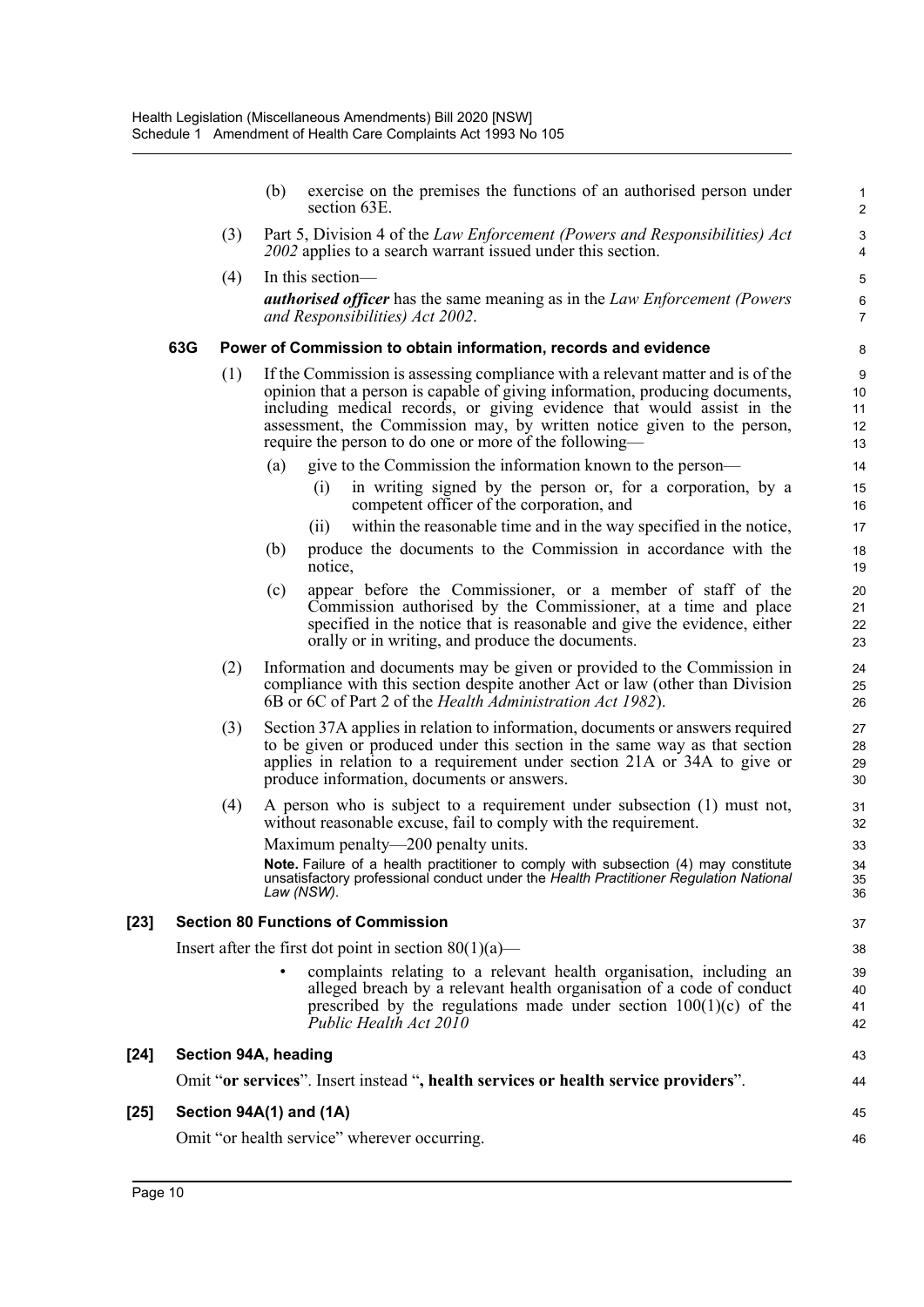(b) exercise on the premises the functions of an authorised person under section 63E.

(3) Part 5, Division 4 of the *Law Enforcement (Powers and Responsibilities) Act 2002* applies to a search warrant issued under this section.

(4) In this section—

***authorised officer*** has the same meaning as in the *Law Enforcement (Powers and Responsibilities) Act 2002*.

**63G Power of Commission to obtain information, records and evidence**

(1) If the Commission is assessing compliance with a relevant matter and is of the opinion that a person is capable of giving information, producing documents, including medical records, or giving evidence that would assist in the assessment, the Commission may, by written notice given to the person, require the person to do one or more of the following—

(a) give to the Commission the information known to the person—

(i) in writing signed by the person or, for a corporation, by a competent officer of the corporation, and

(ii) within the reasonable time and in the way specified in the notice,

(b) produce the documents to the Commission in accordance with the notice,

(c) appear before the Commissioner, or a member of staff of the Commission authorised by the Commissioner, at a time and place specified in the notice that is reasonable and give the evidence, either orally or in writing, and produce the documents.

(2) Information and documents may be given or provided to the Commission in compliance with this section despite another Act or law (other than Division 6B or 6C of Part 2 of the *Health Administration Act 1982*).

(3) Section 37A applies in relation to information, documents or answers required to be given or produced under this section in the same way as that section applies in relation to a requirement under section 21A or 34A to give or produce information, documents or answers.

(4) A person who is subject to a requirement under subsection (1) must not, without reasonable excuse, fail to comply with the requirement.

Maximum penalty—200 penalty units.

**Note.** Failure of a health practitioner to comply with subsection (4) may constitute unsatisfactory professional conduct under the *Health Practitioner Regulation National Law (NSW)*.

**[23] Section 80 Functions of Commission**

Insert after the first dot point in section 80(1)(a)—

- complaints relating to a relevant health organisation, including an alleged breach by a relevant health organisation of a code of conduct prescribed by the regulations made under section 100(1)(c) of the *Public Health Act 2010*

**[24] Section 94A, heading**

Omit "**or services**". Insert instead "**, health services or health service providers**".

**[25] Section 94A(1) and (1A)**

Omit "or health service" wherever occurring.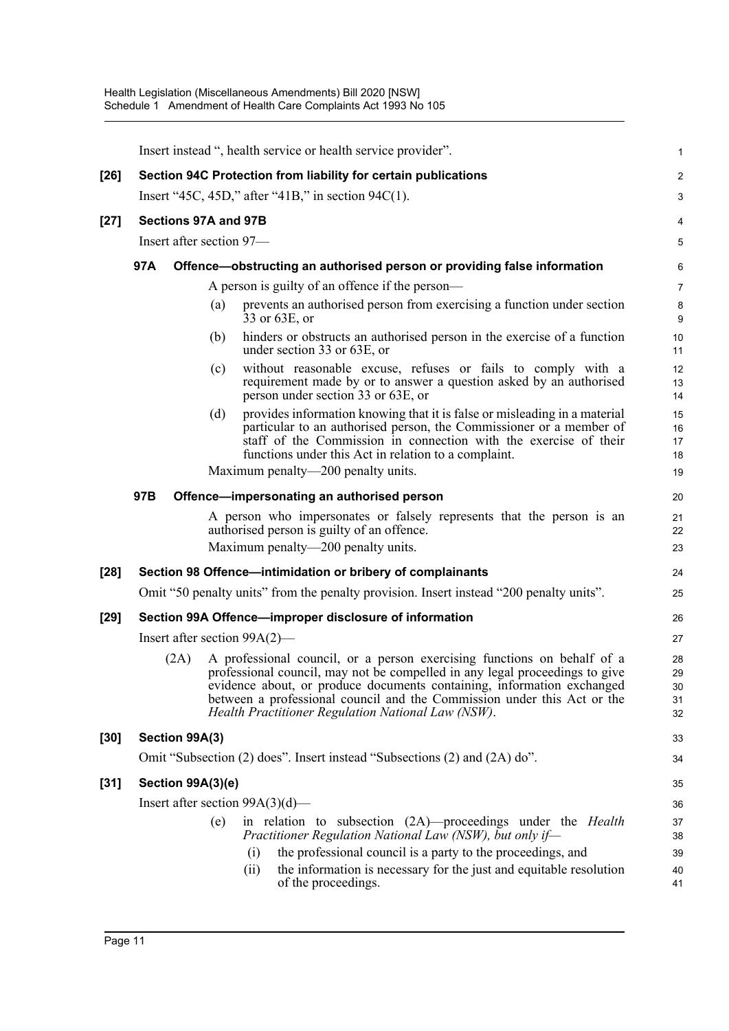Insert instead ", health service or health service provider".

**[26] Section 94C Protection from liability for certain publications**

Insert "45C, 45D," after "41B," in section 94C(1).

**[27] Sections 97A and 97B**

Insert after section 97—

**97A Offence—obstructing an authorised person or providing false information**

A person is guilty of an offence if the person—

(a) prevents an authorised person from exercising a function under section 33 or 63E, or

(b) hinders or obstructs an authorised person in the exercise of a function under section 33 or 63E, or

(c) without reasonable excuse, refuses or fails to comply with a requirement made by or to answer a question asked by an authorised person under section 33 or 63E, or

(d) provides information knowing that it is false or misleading in a material particular to an authorised person, the Commissioner or a member of staff of the Commission in connection with the exercise of their functions under this Act in relation to a complaint.

Maximum penalty—200 penalty units.

**97B Offence—impersonating an authorised person**

A person who impersonates or falsely represents that the person is an authorised person is guilty of an offence.

Maximum penalty—200 penalty units.

**[28] Section 98 Offence—intimidation or bribery of complainants**

Omit "50 penalty units" from the penalty provision. Insert instead "200 penalty units".

**[29] Section 99A Offence—improper disclosure of information**

Insert after section 99A(2)—

(2A) A professional council, or a person exercising functions on behalf of a professional council, may not be compelled in any legal proceedings to give evidence about, or produce documents containing, information exchanged between a professional council and the Commission under this Act or the *Health Practitioner Regulation National Law (NSW)*.

**[30] Section 99A(3)**

Omit "Subsection (2) does". Insert instead "Subsections (2) and (2A) do".

**[31] Section 99A(3)(e)**

Insert after section 99A(3)(d)—

(e) in relation to subsection (2A)—proceedings under the *Health Practitioner Regulation National Law (NSW), but only if—*

(i) the professional council is a party to the proceedings, and

(ii) the information is necessary for the just and equitable resolution of the proceedings.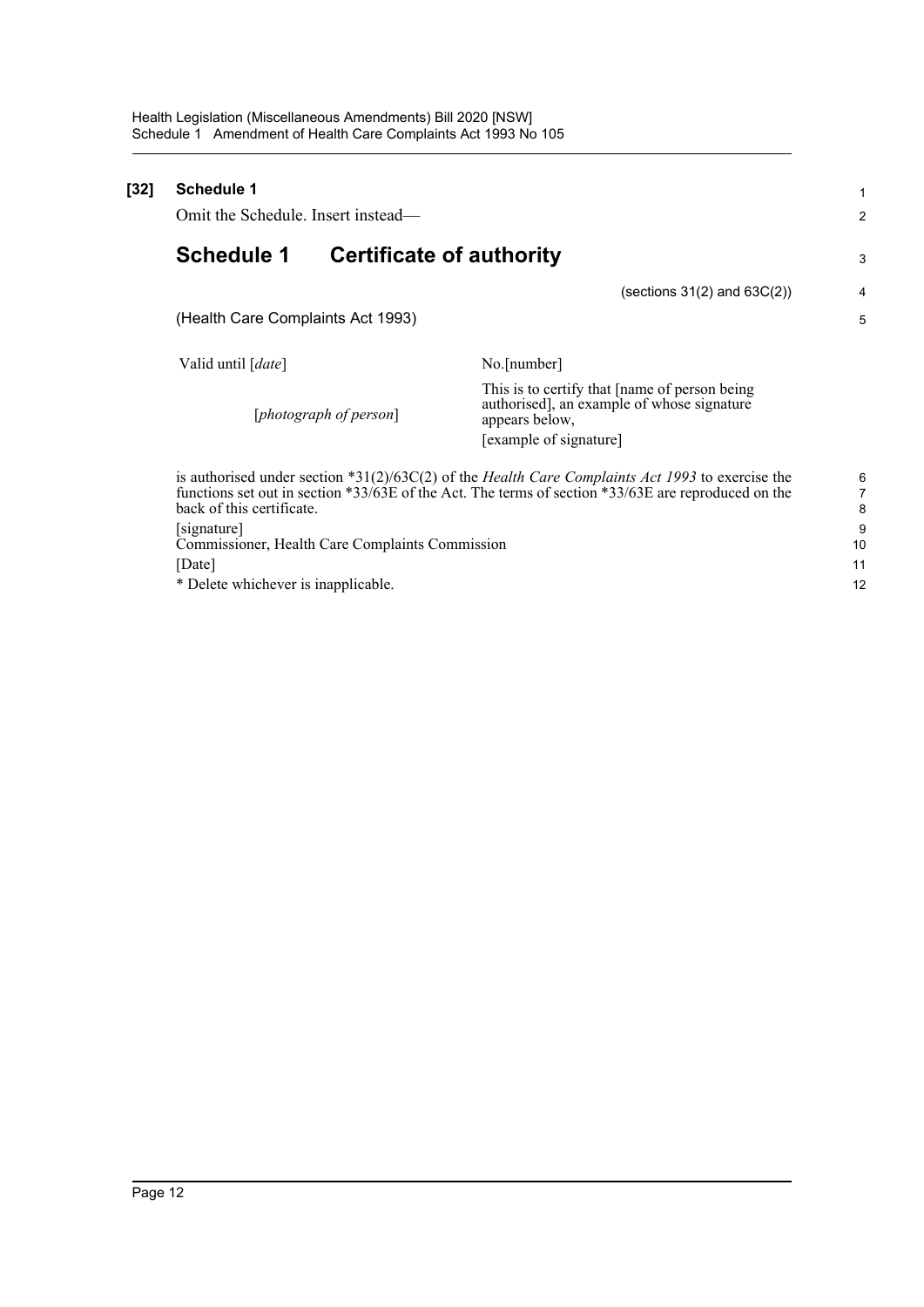**[32] Schedule 1**

Omit the Schedule. Insert instead—

## Schedule 1 Certificate of authority

(sections 31(2) and 63C(2))

(Health Care Complaints Act 1993)

| Valid until [*date*] | No.[number] |
| --- | --- |
| [*photograph of person*] | This is to certify that [name of person being authorised], an example of whose signature appears below,<br>[example of signature] |

is authorised under section *31(2)/63C(2) of the *Health Care Complaints Act 1993* to exercise the functions set out in section *33/63E of the Act. The terms of section *33/63E are reproduced on the back of this certificate.

[signature]
Commissioner, Health Care Complaints Commission

[Date]

* Delete whichever is inapplicable.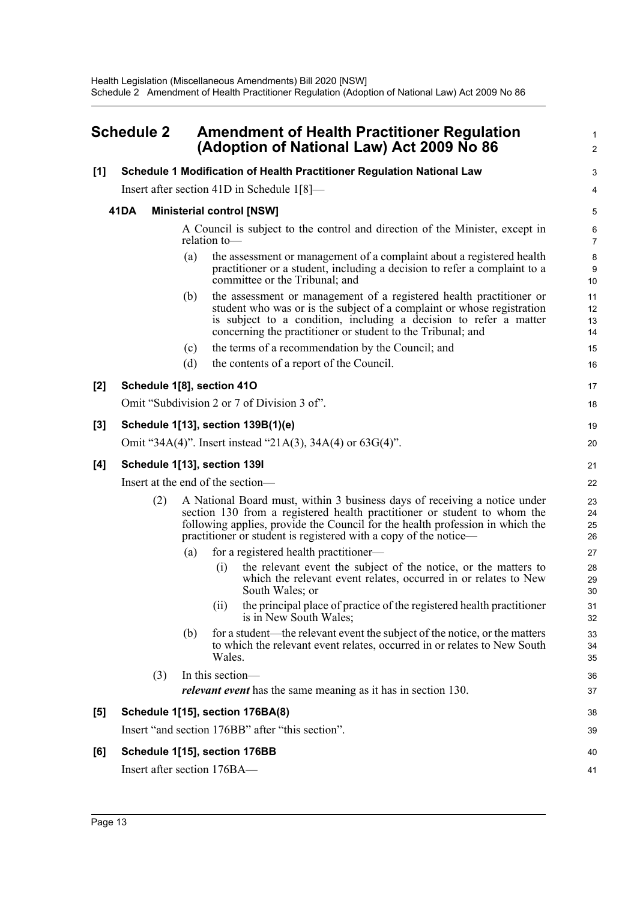## Schedule 2 Amendment of Health Practitioner Regulation (Adoption of National Law) Act 2009 No 86

**[1] Schedule 1 Modification of Health Practitioner Regulation National Law**

Insert after section 41D in Schedule 1[8]—

**41DA Ministerial control [NSW]**

A Council is subject to the control and direction of the Minister, except in relation to—

(a) the assessment or management of a complaint about a registered health practitioner or a student, including a decision to refer a complaint to a committee or the Tribunal; and

(b) the assessment or management of a registered health practitioner or student who was or is the subject of a complaint or whose registration is subject to a condition, including a decision to refer a matter concerning the practitioner or student to the Tribunal; and

(c) the terms of a recommendation by the Council; and

(d) the contents of a report of the Council.

**[2] Schedule 1[8], section 41O**

Omit "Subdivision 2 or 7 of Division 3 of".

**[3] Schedule 1[13], section 139B(1)(e)**

Omit "34A(4)". Insert instead "21A(3), 34A(4) or 63G(4)".

**[4] Schedule 1[13], section 139I**

Insert at the end of the section—

(2) A National Board must, within 3 business days of receiving a notice under section 130 from a registered health practitioner or student to whom the following applies, provide the Council for the health profession in which the practitioner or student is registered with a copy of the notice—

(a) for a registered health practitioner—

(i) the relevant event the subject of the notice, or the matters to which the relevant event relates, occurred in or relates to New South Wales; or

(ii) the principal place of practice of the registered health practitioner is in New South Wales;

(b) for a student—the relevant event the subject of the notice, or the matters to which the relevant event relates, occurred in or relates to New South Wales.

(3) In this section—

***relevant event*** has the same meaning as it has in section 130.

**[5] Schedule 1[15], section 176BA(8)**

Insert "and section 176BB" after "this section".

**[6] Schedule 1[15], section 176BB**

Insert after section 176BA—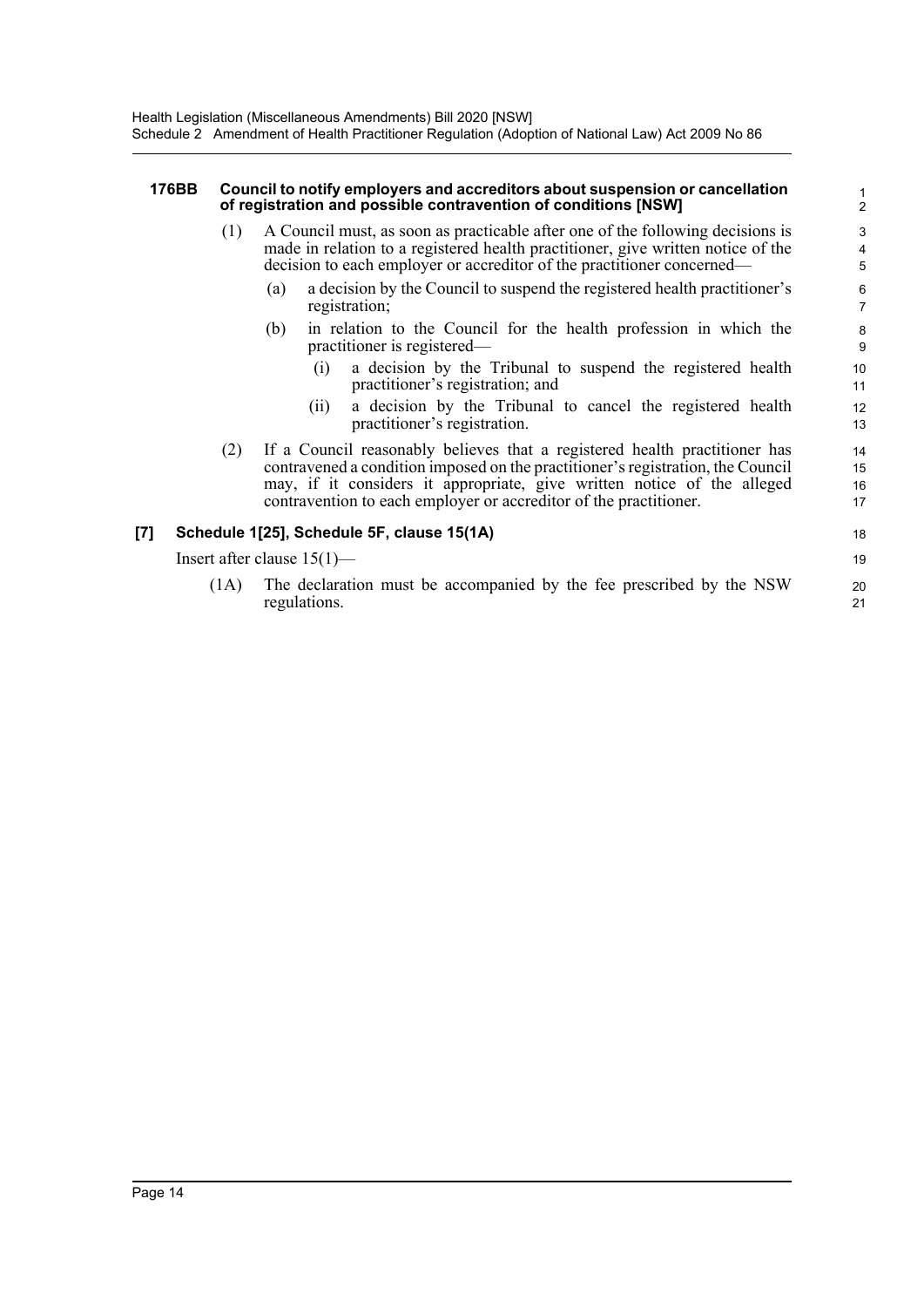**176BB Council to notify employers and accreditors about suspension or cancellation of registration and possible contravention of conditions [NSW]**

(1) A Council must, as soon as practicable after one of the following decisions is made in relation to a registered health practitioner, give written notice of the decision to each employer or accreditor of the practitioner concerned—

(a) a decision by the Council to suspend the registered health practitioner's registration;

(b) in relation to the Council for the health profession in which the practitioner is registered—

(i) a decision by the Tribunal to suspend the registered health practitioner's registration; and

(ii) a decision by the Tribunal to cancel the registered health practitioner's registration.

(2) If a Council reasonably believes that a registered health practitioner has contravened a condition imposed on the practitioner's registration, the Council may, if it considers it appropriate, give written notice of the alleged contravention to each employer or accreditor of the practitioner.

**[7] Schedule 1[25], Schedule 5F, clause 15(1A)**

Insert after clause 15(1)—

(1A) The declaration must be accompanied by the fee prescribed by the NSW regulations.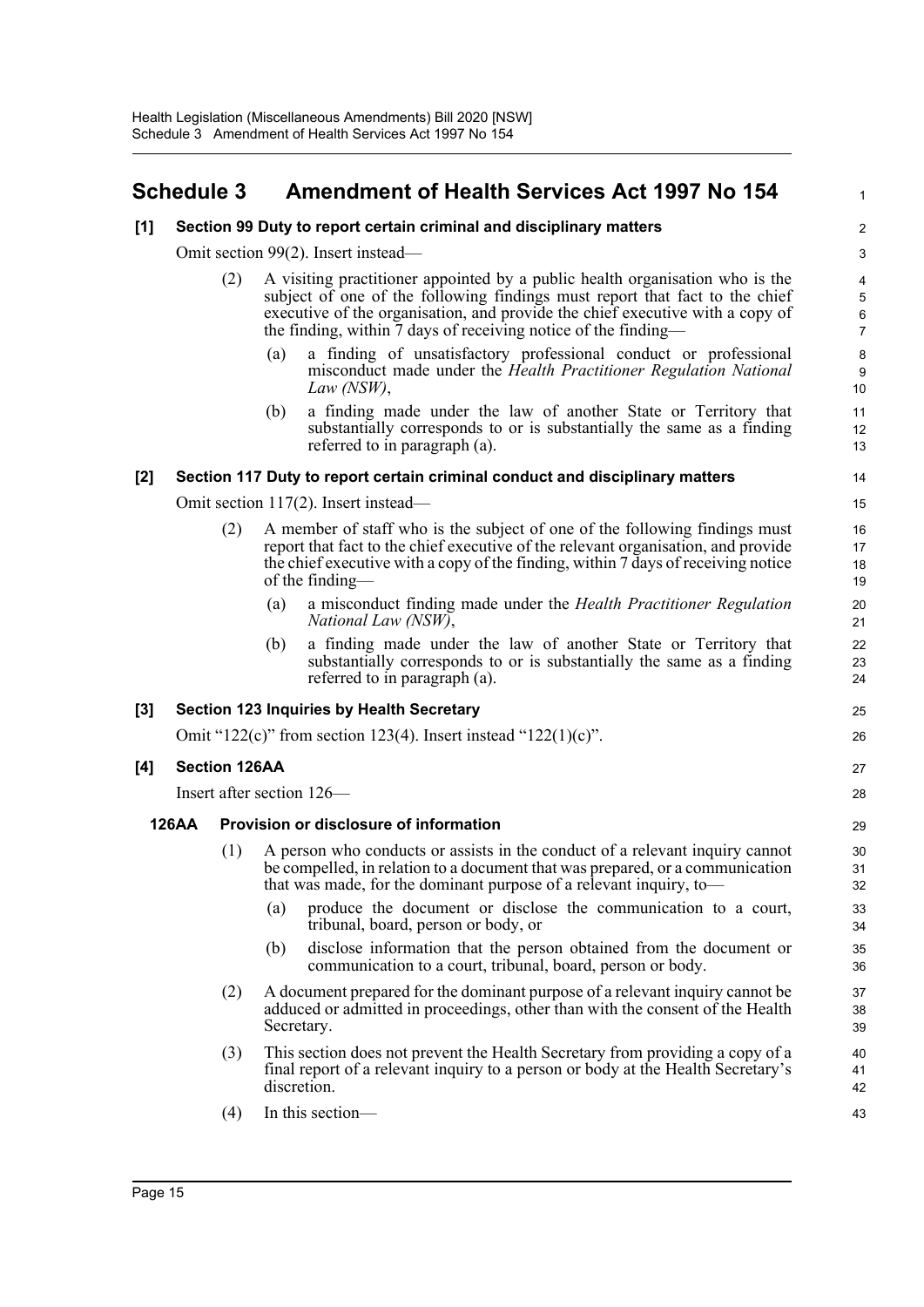# Schedule 3 Amendment of Health Services Act 1997 No 154

**[1] Section 99 Duty to report certain criminal and disciplinary matters**

Omit section 99(2). Insert instead—

(2) A visiting practitioner appointed by a public health organisation who is the subject of one of the following findings must report that fact to the chief executive of the organisation, and provide the chief executive with a copy of the finding, within 7 days of receiving notice of the finding—

(a) a finding of unsatisfactory professional conduct or professional misconduct made under the *Health Practitioner Regulation National Law (NSW)*,

(b) a finding made under the law of another State or Territory that substantially corresponds to or is substantially the same as a finding referred to in paragraph (a).

**[2] Section 117 Duty to report certain criminal conduct and disciplinary matters**

Omit section 117(2). Insert instead—

(2) A member of staff who is the subject of one of the following findings must report that fact to the chief executive of the relevant organisation, and provide the chief executive with a copy of the finding, within 7 days of receiving notice of the finding—

(a) a misconduct finding made under the *Health Practitioner Regulation National Law (NSW)*,

(b) a finding made under the law of another State or Territory that substantially corresponds to or is substantially the same as a finding referred to in paragraph (a).

**[3] Section 123 Inquiries by Health Secretary**

Omit "122(c)" from section 123(4). Insert instead "122(1)(c)".

**[4] Section 126AA**

Insert after section 126—

**126AA Provision or disclosure of information**

(1) A person who conducts or assists in the conduct of a relevant inquiry cannot be compelled, in relation to a document that was prepared, or a communication that was made, for the dominant purpose of a relevant inquiry, to—

(a) produce the document or disclose the communication to a court, tribunal, board, person or body, or

(b) disclose information that the person obtained from the document or communication to a court, tribunal, board, person or body.

(2) A document prepared for the dominant purpose of a relevant inquiry cannot be adduced or admitted in proceedings, other than with the consent of the Health Secretary.

(3) This section does not prevent the Health Secretary from providing a copy of a final report of a relevant inquiry to a person or body at the Health Secretary's discretion.

(4) In this section—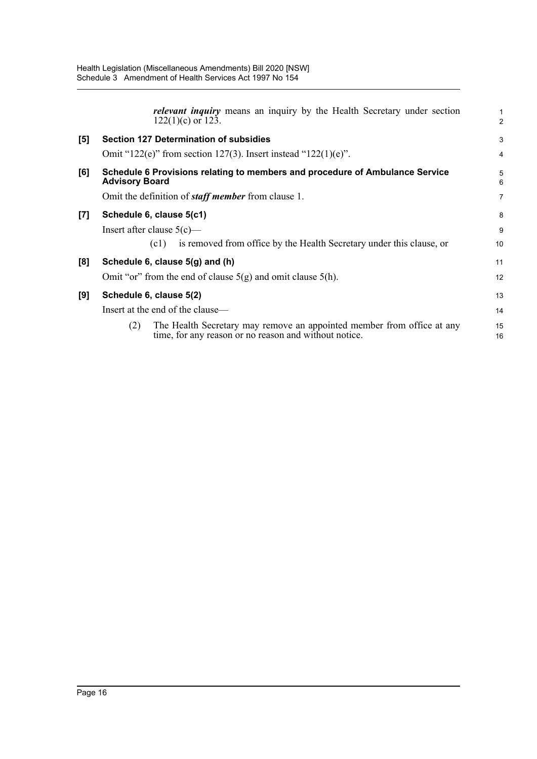***relevant inquiry*** means an inquiry by the Health Secretary under section 122(1)(c) or 123.

### [5] Section 127 Determination of subsidies

Omit "122(e)" from section 127(3). Insert instead "122(1)(e)".

### [6] Schedule 6 Provisions relating to members and procedure of Ambulance Service Advisory Board

Omit the definition of ***staff member*** from clause 1.

### [7] Schedule 6, clause 5(c1)

Insert after clause 5(c)—

(c1) is removed from office by the Health Secretary under this clause, or

### [8] Schedule 6, clause 5(g) and (h)

Omit "or" from the end of clause 5(g) and omit clause 5(h).

### [9] Schedule 6, clause 5(2)

Insert at the end of the clause—

(2) The Health Secretary may remove an appointed member from office at any time, for any reason or no reason and without notice.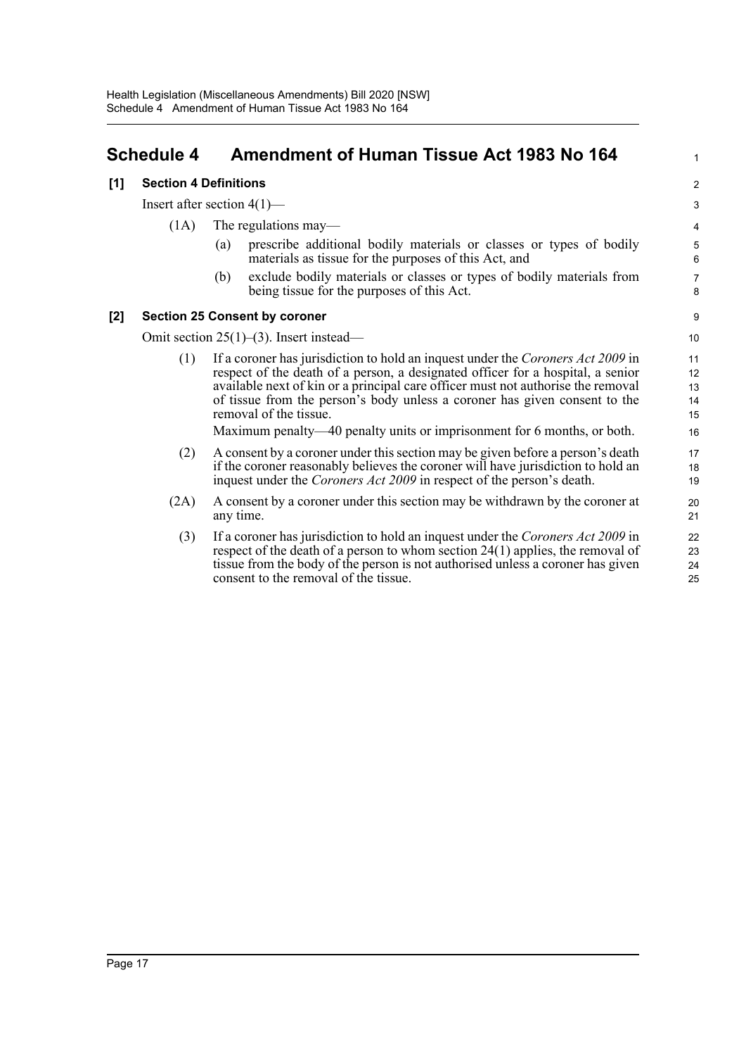## Schedule 4 Amendment of Human Tissue Act 1983 No 164

### [1] Section 4 Definitions

Insert after section 4(1)—

(1A) The regulations may—

(a) prescribe additional bodily materials or classes or types of bodily materials as tissue for the purposes of this Act, and

(b) exclude bodily materials or classes or types of bodily materials from being tissue for the purposes of this Act.

### [2] Section 25 Consent by coroner

Omit section 25(1)–(3). Insert instead—

(1) If a coroner has jurisdiction to hold an inquest under the *Coroners Act 2009* in respect of the death of a person, a designated officer for a hospital, a senior available next of kin or a principal care officer must not authorise the removal of tissue from the person's body unless a coroner has given consent to the removal of the tissue.

Maximum penalty—40 penalty units or imprisonment for 6 months, or both.

(2) A consent by a coroner under this section may be given before a person's death if the coroner reasonably believes the coroner will have jurisdiction to hold an inquest under the *Coroners Act 2009* in respect of the person's death.

(2A) A consent by a coroner under this section may be withdrawn by the coroner at any time.

(3) If a coroner has jurisdiction to hold an inquest under the *Coroners Act 2009* in respect of the death of a person to whom section 24(1) applies, the removal of tissue from the body of the person is not authorised unless a coroner has given consent to the removal of the tissue.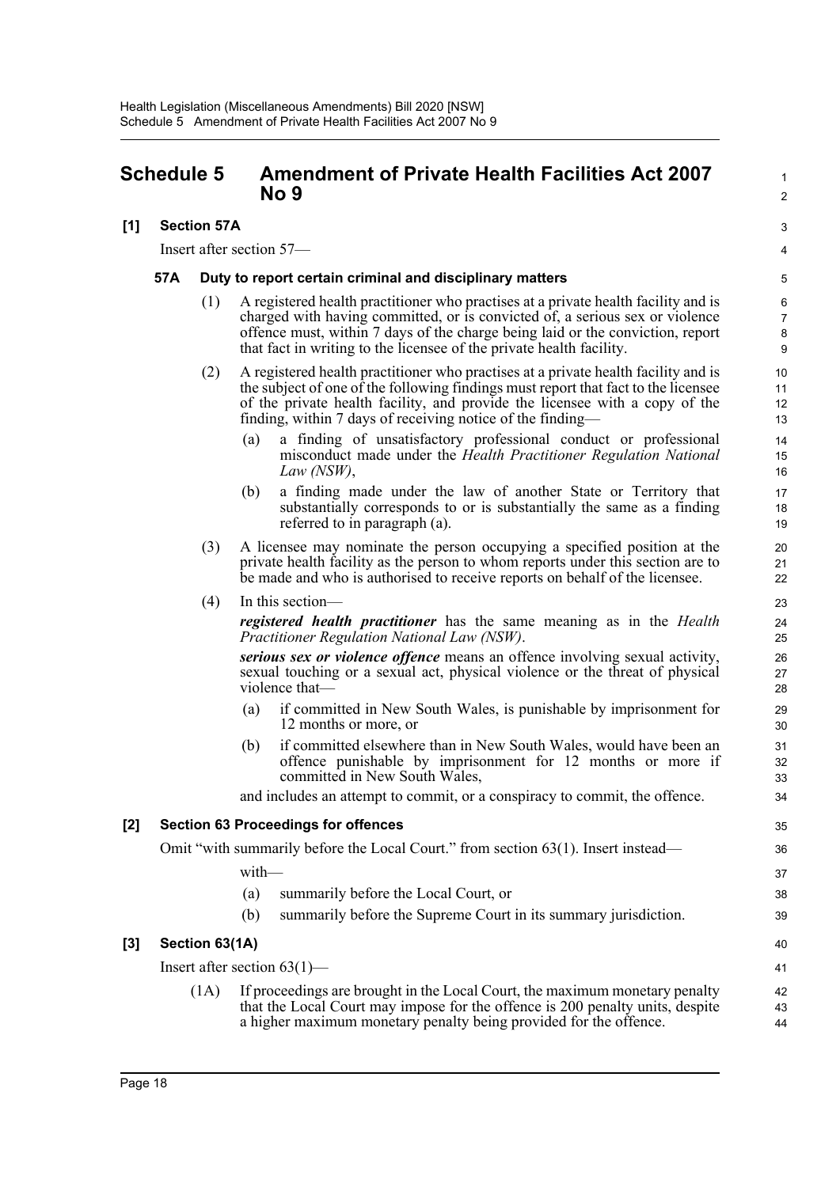# Schedule 5 Amendment of Private Health Facilities Act 2007 No 9

## [1] Section 57A

Insert after section 57—

### 57A Duty to report certain criminal and disciplinary matters

(1) A registered health practitioner who practises at a private health facility and is charged with having committed, or is convicted of, a serious sex or violence offence must, within 7 days of the charge being laid or the conviction, report that fact in writing to the licensee of the private health facility.

(2) A registered health practitioner who practises at a private health facility and is the subject of one of the following findings must report that fact to the licensee of the private health facility, and provide the licensee with a copy of the finding, within 7 days of receiving notice of the finding—

- (a) a finding of unsatisfactory professional conduct or professional misconduct made under the *Health Practitioner Regulation National Law (NSW)*,
- (b) a finding made under the law of another State or Territory that substantially corresponds to or is substantially the same as a finding referred to in paragraph (a).

(3) A licensee may nominate the person occupying a specified position at the private health facility as the person to whom reports under this section are to be made and who is authorised to receive reports on behalf of the licensee.

(4) In this section—

***registered health practitioner*** has the same meaning as in the *Health Practitioner Regulation National Law (NSW)*.

***serious sex or violence offence*** means an offence involving sexual activity, sexual touching or a sexual act, physical violence or the threat of physical violence that—

- (a) if committed in New South Wales, is punishable by imprisonment for 12 months or more, or
- (b) if committed elsewhere than in New South Wales, would have been an offence punishable by imprisonment for 12 months or more if committed in New South Wales,

and includes an attempt to commit, or a conspiracy to commit, the offence.

## [2] Section 63 Proceedings for offences

Omit "with summarily before the Local Court." from section 63(1). Insert instead—

with—

- (a) summarily before the Local Court, or
- (b) summarily before the Supreme Court in its summary jurisdiction.

## [3] Section 63(1A)

Insert after section 63(1)—

(1A) If proceedings are brought in the Local Court, the maximum monetary penalty that the Local Court may impose for the offence is 200 penalty units, despite a higher maximum monetary penalty being provided for the offence.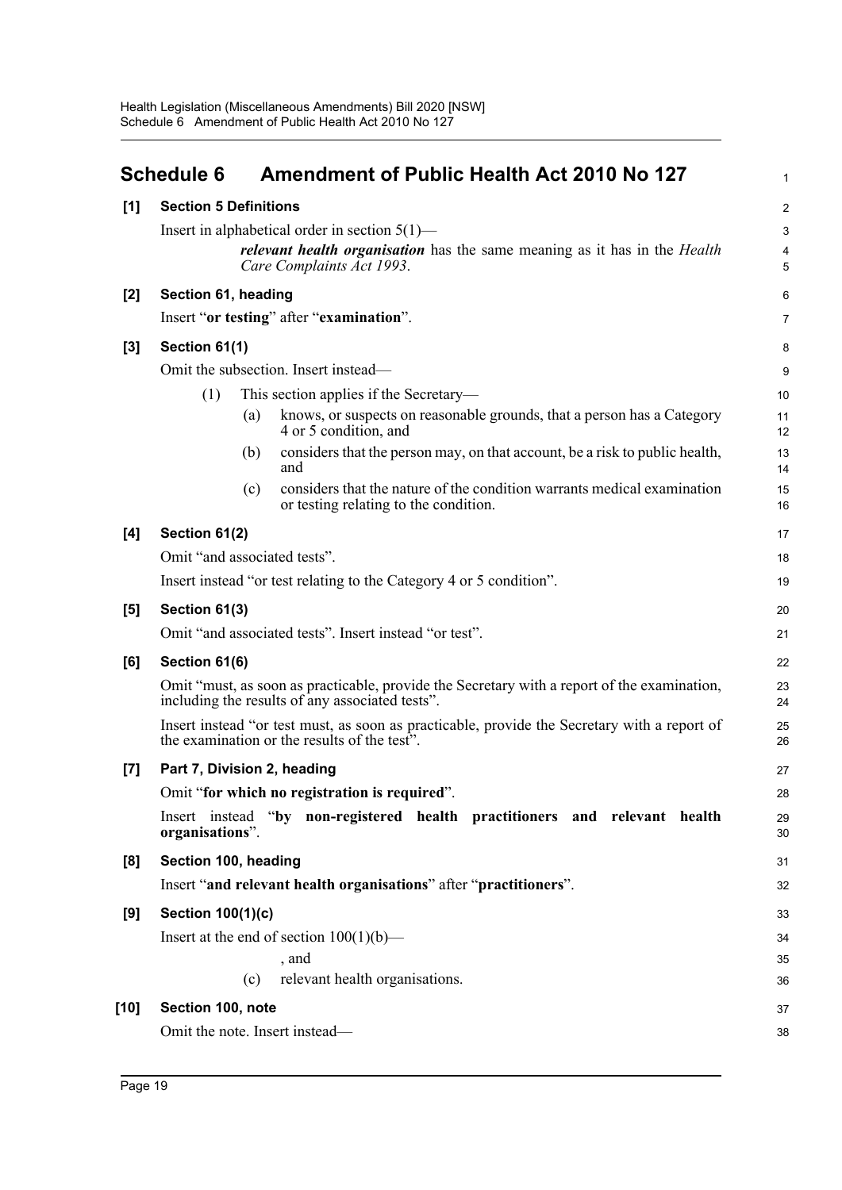## Schedule 6 Amendment of Public Health Act 2010 No 127

**[1] Section 5 Definitions**

Insert in alphabetical order in section 5(1)—

> ***relevant health organisation*** has the same meaning as it has in the *Health Care Complaints Act 1993*.

**[2] Section 61, heading**

Insert "**or testing**" after "**examination**".

**[3] Section 61(1)**

Omit the subsection. Insert instead—

> (1) This section applies if the Secretary—
>
> (a) knows, or suspects on reasonable grounds, that a person has a Category 4 or 5 condition, and
>
> (b) considers that the person may, on that account, be a risk to public health, and
>
> (c) considers that the nature of the condition warrants medical examination or testing relating to the condition.

**[4] Section 61(2)**

Omit "and associated tests".

Insert instead "or test relating to the Category 4 or 5 condition".

**[5] Section 61(3)**

Omit "and associated tests". Insert instead "or test".

**[6] Section 61(6)**

Omit "must, as soon as practicable, provide the Secretary with a report of the examination, including the results of any associated tests".

Insert instead "or test must, as soon as practicable, provide the Secretary with a report of the examination or the results of the test".

**[7] Part 7, Division 2, heading**

Omit "**for which no registration is required**".

Insert instead "**by non-registered health practitioners and relevant health organisations**".

**[8] Section 100, heading**

Insert "**and relevant health organisations**" after "**practitioners**".

**[9] Section 100(1)(c)**

Insert at the end of section 100(1)(b)—

> , and
>
> (c) relevant health organisations.

**[10] Section 100, note**

Omit the note. Insert instead—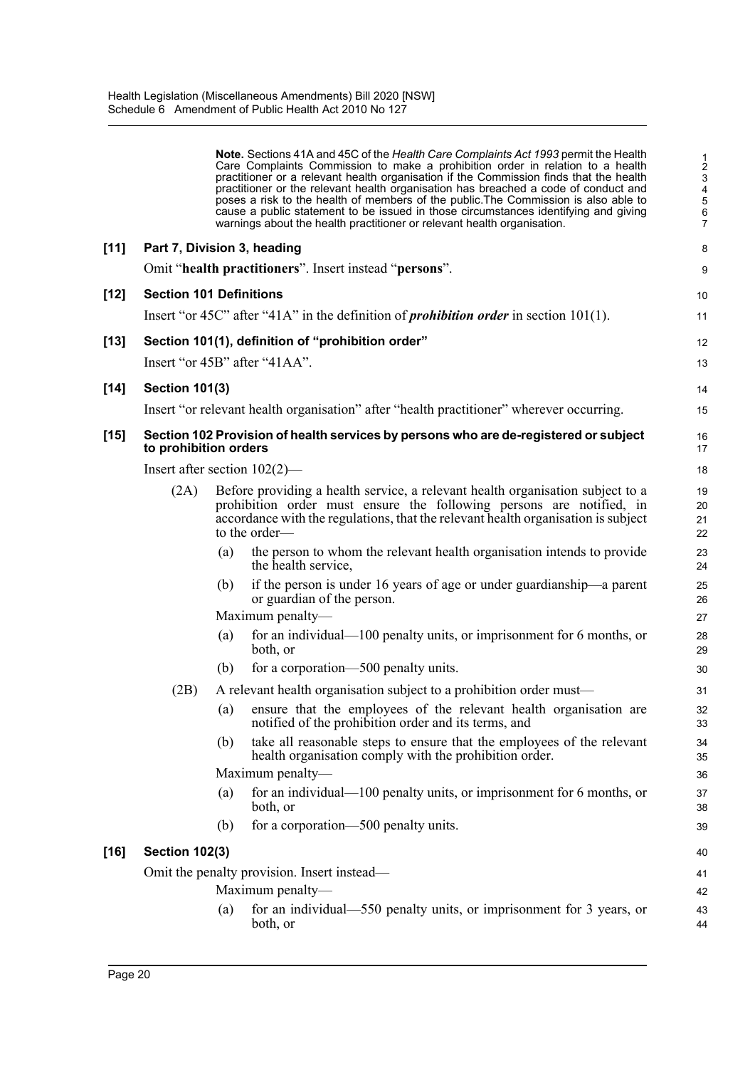**Note.** Sections 41A and 45C of the *Health Care Complaints Act 1993* permit the Health Care Complaints Commission to make a prohibition order in relation to a health practitioner or a relevant health organisation if the Commission finds that the health practitioner or the relevant health organisation has breached a code of conduct and poses a risk to the health of members of the public.The Commission is also able to cause a public statement to be issued in those circumstances identifying and giving warnings about the health practitioner or relevant health organisation.

**[11] Part 7, Division 3, heading**

Omit "**health practitioners**". Insert instead "**persons**".

**[12] Section 101 Definitions**

Insert "or 45C" after "41A" in the definition of ***prohibition order*** in section 101(1).

**[13] Section 101(1), definition of "prohibition order"**

Insert "or 45B" after "41AA".

**[14] Section 101(3)**

Insert "or relevant health organisation" after "health practitioner" wherever occurring.

**[15] Section 102 Provision of health services by persons who are de-registered or subject to prohibition orders**

Insert after section 102(2)—

(2A) Before providing a health service, a relevant health organisation subject to a prohibition order must ensure the following persons are notified, in accordance with the regulations, that the relevant health organisation is subject to the order—

(a) the person to whom the relevant health organisation intends to provide the health service,

(b) if the person is under 16 years of age or under guardianship—a parent or guardian of the person.

Maximum penalty—

(a) for an individual—100 penalty units, or imprisonment for 6 months, or both, or

(b) for a corporation—500 penalty units.

(2B) A relevant health organisation subject to a prohibition order must—

(a) ensure that the employees of the relevant health organisation are notified of the prohibition order and its terms, and

(b) take all reasonable steps to ensure that the employees of the relevant health organisation comply with the prohibition order.

Maximum penalty—

(a) for an individual—100 penalty units, or imprisonment for 6 months, or both, or

(b) for a corporation—500 penalty units.

**[16] Section 102(3)**

Omit the penalty provision. Insert instead—

Maximum penalty—

(a) for an individual—550 penalty units, or imprisonment for 3 years, or both, or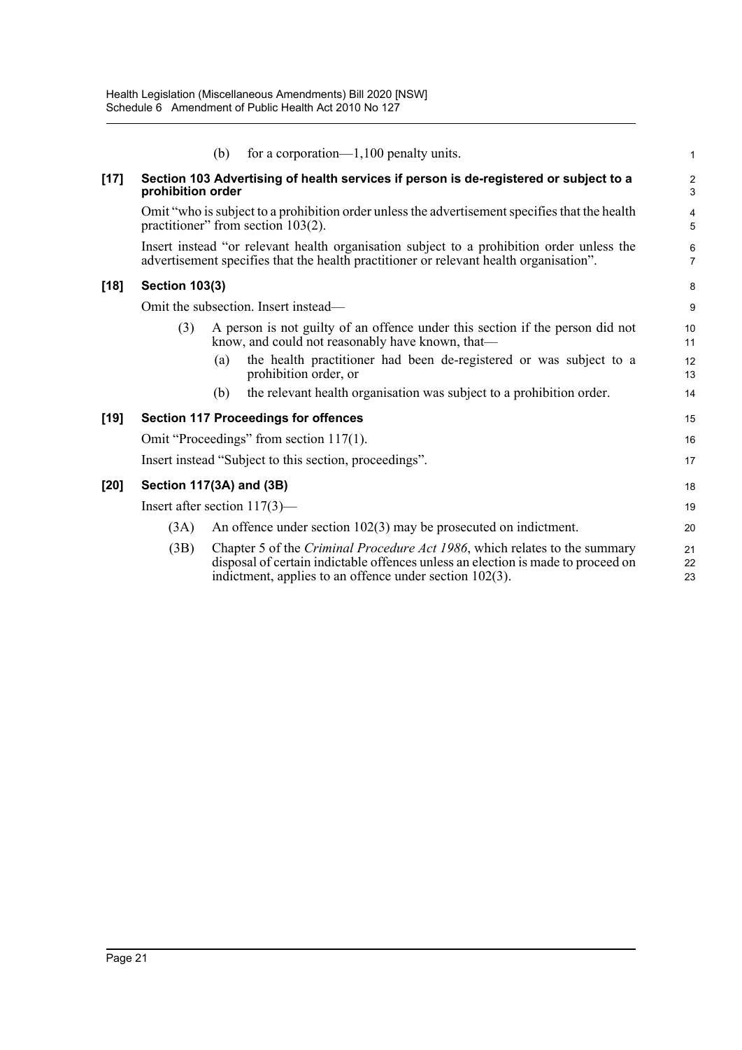(b) for a corporation—1,100 penalty units.

**[17] Section 103 Advertising of health services if person is de-registered or subject to a prohibition order**

Omit "who is subject to a prohibition order unless the advertisement specifies that the health practitioner" from section 103(2).

Insert instead "or relevant health organisation subject to a prohibition order unless the advertisement specifies that the health practitioner or relevant health organisation".

**[18] Section 103(3)**

Omit the subsection. Insert instead—

(3) A person is not guilty of an offence under this section if the person did not know, and could not reasonably have known, that—

(a) the health practitioner had been de-registered or was subject to a prohibition order, or

(b) the relevant health organisation was subject to a prohibition order.

**[19] Section 117 Proceedings for offences**

Omit "Proceedings" from section 117(1).

Insert instead "Subject to this section, proceedings".

**[20] Section 117(3A) and (3B)**

Insert after section 117(3)—

(3A) An offence under section 102(3) may be prosecuted on indictment.

(3B) Chapter 5 of the *Criminal Procedure Act 1986*, which relates to the summary disposal of certain indictable offences unless an election is made to proceed on indictment, applies to an offence under section 102(3).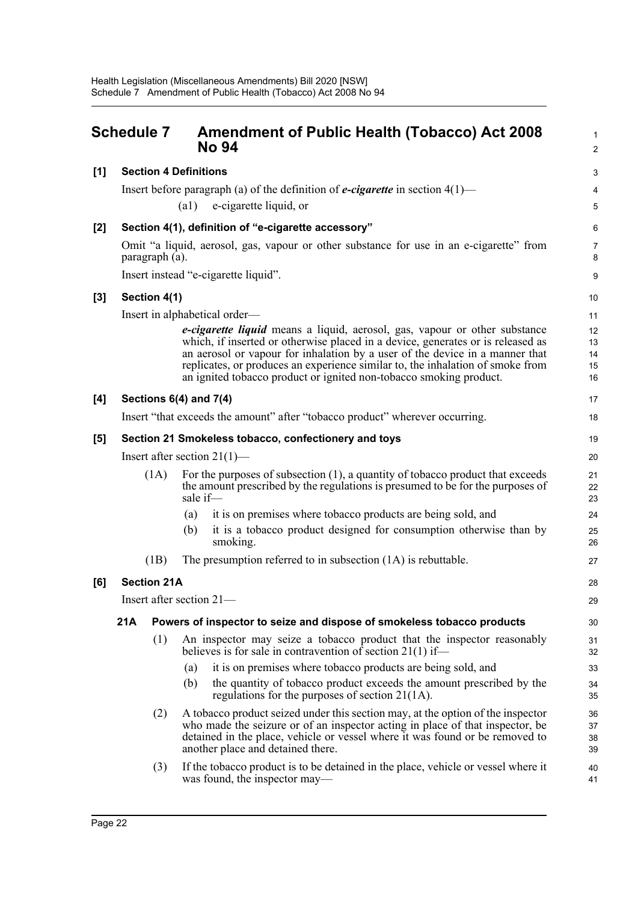# Schedule 7 Amendment of Public Health (Tobacco) Act 2008 No 94

**[1] Section 4 Definitions**

Insert before paragraph (a) of the definition of ***e-cigarette*** in section 4(1)—

(a1) e-cigarette liquid, or

**[2] Section 4(1), definition of "e-cigarette accessory"**

Omit "a liquid, aerosol, gas, vapour or other substance for use in an e-cigarette" from paragraph (a).

Insert instead "e-cigarette liquid".

**[3] Section 4(1)**

Insert in alphabetical order—

> ***e-cigarette liquid*** means a liquid, aerosol, gas, vapour or other substance which, if inserted or otherwise placed in a device, generates or is released as an aerosol or vapour for inhalation by a user of the device in a manner that replicates, or produces an experience similar to, the inhalation of smoke from an ignited tobacco product or ignited non-tobacco smoking product.

**[4] Sections 6(4) and 7(4)**

Insert "that exceeds the amount" after "tobacco product" wherever occurring.

**[5] Section 21 Smokeless tobacco, confectionery and toys**

Insert after section 21(1)—

(1A) For the purposes of subsection (1), a quantity of tobacco product that exceeds the amount prescribed by the regulations is presumed to be for the purposes of sale if—

(a) it is on premises where tobacco products are being sold, and

(b) it is a tobacco product designed for consumption otherwise than by smoking.

(1B) The presumption referred to in subsection (1A) is rebuttable.

**[6] Section 21A**

Insert after section 21—

**21A Powers of inspector to seize and dispose of smokeless tobacco products**

(1) An inspector may seize a tobacco product that the inspector reasonably believes is for sale in contravention of section 21(1) if—

(a) it is on premises where tobacco products are being sold, and

(b) the quantity of tobacco product exceeds the amount prescribed by the regulations for the purposes of section 21(1A).

(2) A tobacco product seized under this section may, at the option of the inspector who made the seizure or of an inspector acting in place of that inspector, be detained in the place, vehicle or vessel where it was found or be removed to another place and detained there.

(3) If the tobacco product is to be detained in the place, vehicle or vessel where it was found, the inspector may—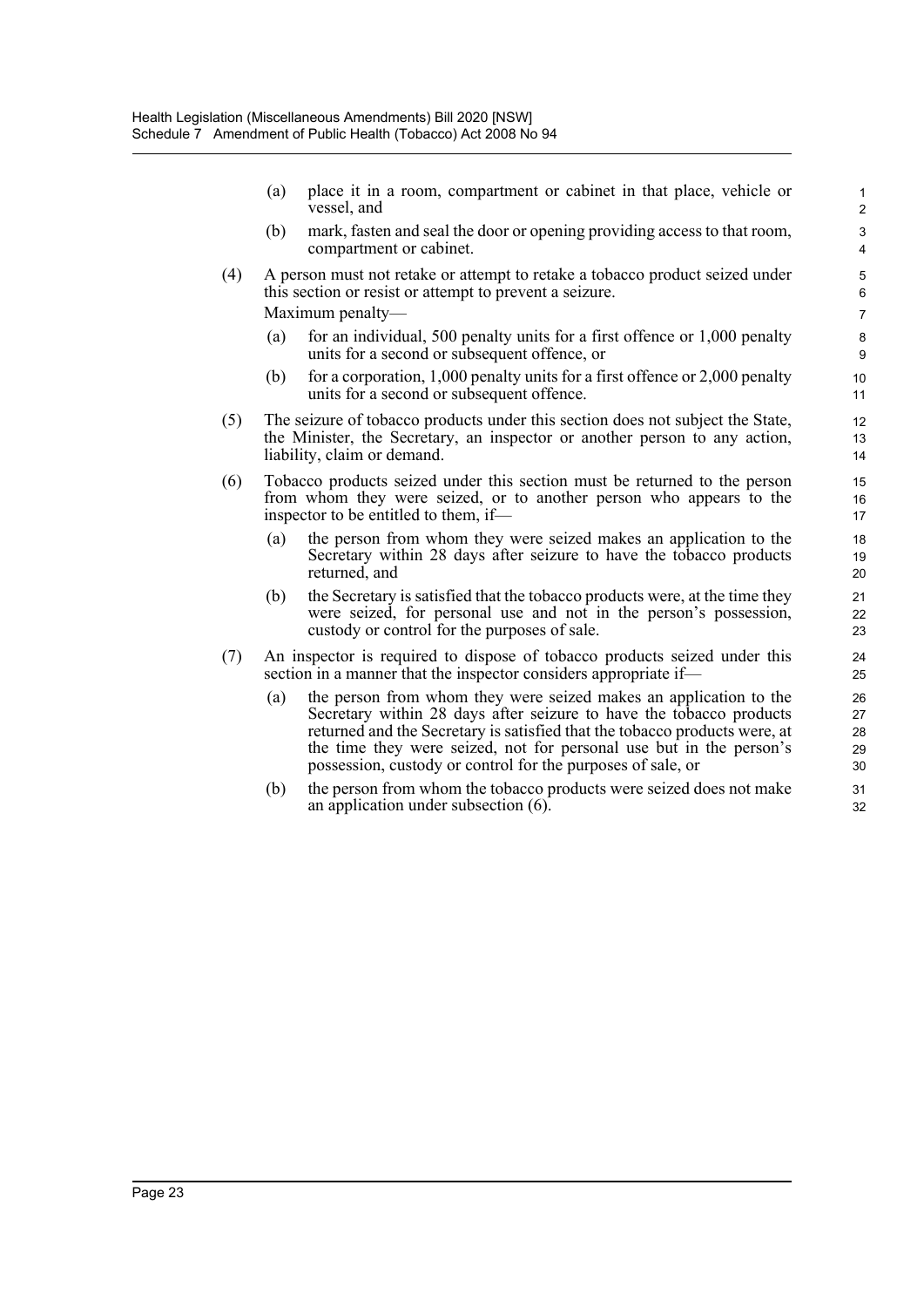(a) place it in a room, compartment or cabinet in that place, vehicle or vessel, and

(b) mark, fasten and seal the door or opening providing access to that room, compartment or cabinet.

(4) A person must not retake or attempt to retake a tobacco product seized under this section or resist or attempt to prevent a seizure.

Maximum penalty—

(a) for an individual, 500 penalty units for a first offence or 1,000 penalty units for a second or subsequent offence, or

(b) for a corporation, 1,000 penalty units for a first offence or 2,000 penalty units for a second or subsequent offence.

(5) The seizure of tobacco products under this section does not subject the State, the Minister, the Secretary, an inspector or another person to any action, liability, claim or demand.

(6) Tobacco products seized under this section must be returned to the person from whom they were seized, or to another person who appears to the inspector to be entitled to them, if—

(a) the person from whom they were seized makes an application to the Secretary within 28 days after seizure to have the tobacco products returned, and

(b) the Secretary is satisfied that the tobacco products were, at the time they were seized, for personal use and not in the person's possession, custody or control for the purposes of sale.

(7) An inspector is required to dispose of tobacco products seized under this section in a manner that the inspector considers appropriate if—

(a) the person from whom they were seized makes an application to the Secretary within 28 days after seizure to have the tobacco products returned and the Secretary is satisfied that the tobacco products were, at the time they were seized, not for personal use but in the person's possession, custody or control for the purposes of sale, or

(b) the person from whom the tobacco products were seized does not make an application under subsection (6).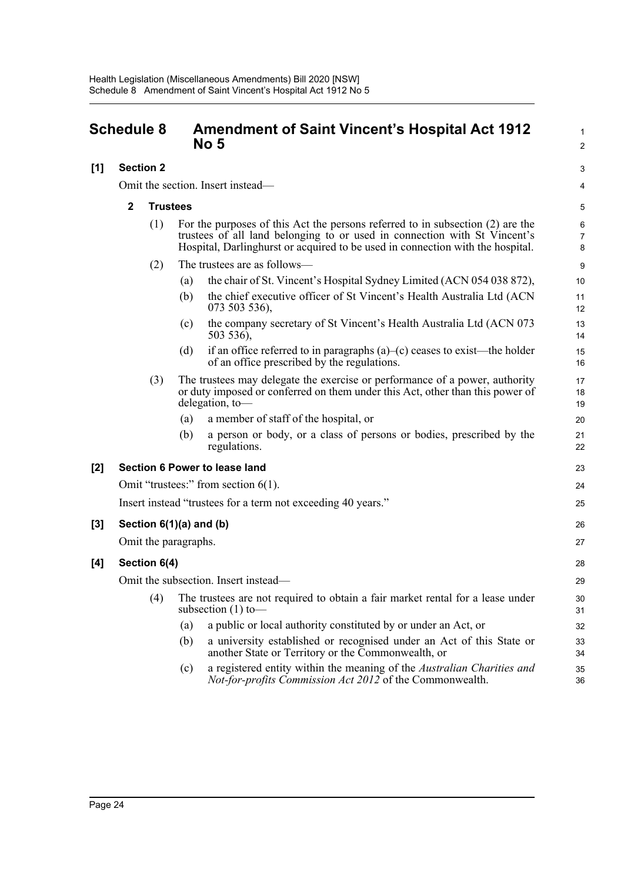## Schedule 8 Amendment of Saint Vincent's Hospital Act 1912 No 5

**[1] Section 2**

Omit the section. Insert instead—

**2 Trustees**

(1) For the purposes of this Act the persons referred to in subsection (2) are the trustees of all land belonging to or used in connection with St Vincent's Hospital, Darlinghurst or acquired to be used in connection with the hospital.

(2) The trustees are as follows—

(a) the chair of St. Vincent's Hospital Sydney Limited (ACN 054 038 872),

(b) the chief executive officer of St Vincent's Health Australia Ltd (ACN 073 503 536),

(c) the company secretary of St Vincent's Health Australia Ltd (ACN 073 503 536),

(d) if an office referred to in paragraphs (a)–(c) ceases to exist—the holder of an office prescribed by the regulations.

(3) The trustees may delegate the exercise or performance of a power, authority or duty imposed or conferred on them under this Act, other than this power of delegation, to—

(a) a member of staff of the hospital, or

(b) a person or body, or a class of persons or bodies, prescribed by the regulations.

**[2] Section 6 Power to lease land**

Omit "trustees:" from section 6(1).

Insert instead "trustees for a term not exceeding 40 years."

**[3] Section 6(1)(a) and (b)**

Omit the paragraphs.

**[4] Section 6(4)**

Omit the subsection. Insert instead—

(4) The trustees are not required to obtain a fair market rental for a lease under subsection (1) to—

(a) a public or local authority constituted by or under an Act, or

(b) a university established or recognised under an Act of this State or another State or Territory or the Commonwealth, or

(c) a registered entity within the meaning of the *Australian Charities and Not-for-profits Commission Act 2012* of the Commonwealth.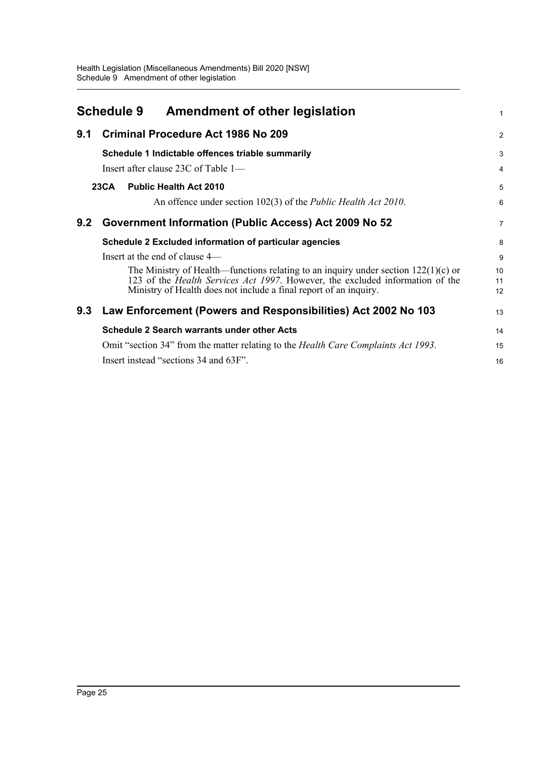# Schedule 9 Amendment of other legislation

## 9.1 Criminal Procedure Act 1986 No 209

### Schedule 1 Indictable offences triable summarily

Insert after clause 23C of Table 1—

**23CA Public Health Act 2010**

An offence under section 102(3) of the *Public Health Act 2010*.

## 9.2 Government Information (Public Access) Act 2009 No 52

### Schedule 2 Excluded information of particular agencies

Insert at the end of clause 4—

The Ministry of Health—functions relating to an inquiry under section 122(1)(c) or 123 of the *Health Services Act 1997*. However, the excluded information of the Ministry of Health does not include a final report of an inquiry.

## 9.3 Law Enforcement (Powers and Responsibilities) Act 2002 No 103

### Schedule 2 Search warrants under other Acts

Omit "section 34" from the matter relating to the *Health Care Complaints Act 1993*.

Insert instead "sections 34 and 63F".